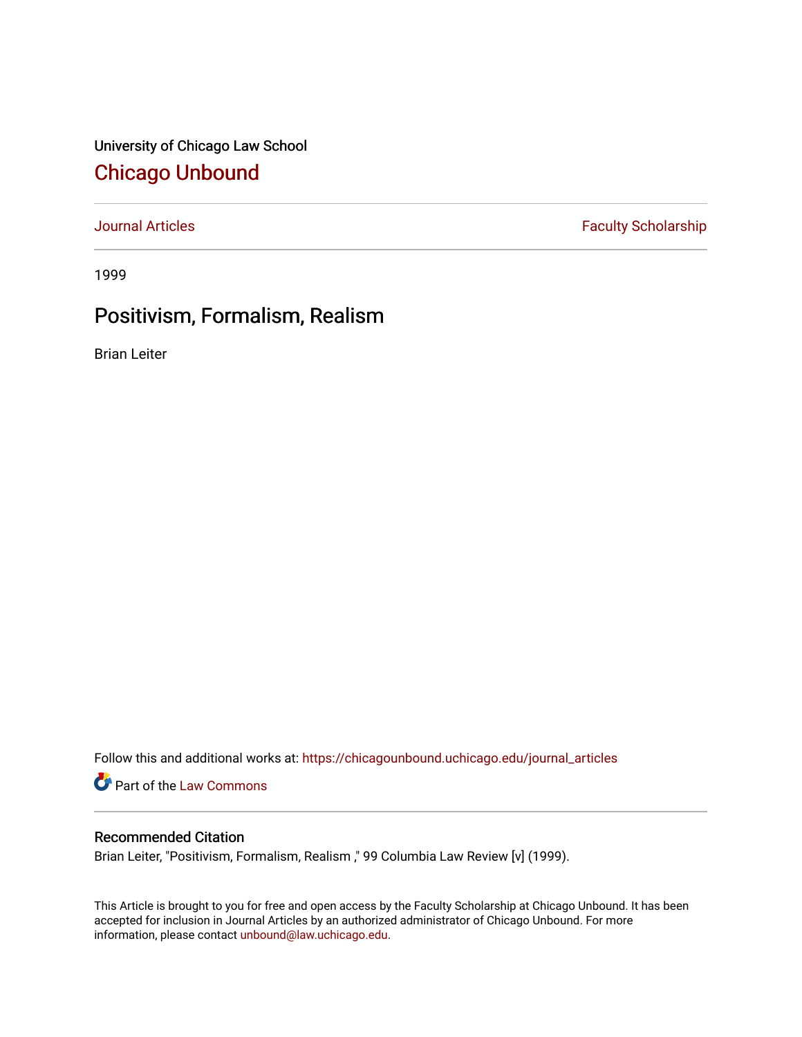University of Chicago Law School

# Chicago Unbound

Journal Articles | Faculty Scholarship

1999

## Positivism, Formalism, Realism

Brian Leiter

Follow this and additional works at: https://chicagounbound.uchicago.edu/journal_articles

Part of the Law Commons

### Recommended Citation

Brian Leiter, "Positivism, Formalism, Realism ," 99 Columbia Law Review [v] (1999).

This Article is brought to you for free and open access by the Faculty Scholarship at Chicago Unbound. It has been accepted for inclusion in Journal Articles by an authorized administrator of Chicago Unbound. For more information, please contact unbound@law.uchicago.edu.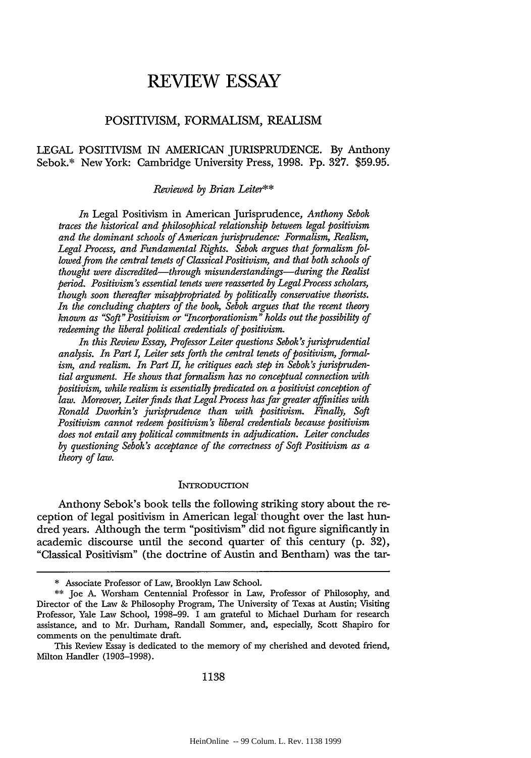# REVIEW ESSAY

## POSITIVISM, FORMALISM, REALISM

LEGAL POSITIVISM IN AMERICAN JURISPRUDENCE. By Anthony Sebok.* New York: Cambridge University Press, 1998. Pp. 327. $59.95.

*Reviewed by Brian Leiter***

*In* Legal Positivism in American Jurisprudence, *Anthony Sebok traces the historical and philosophical relationship between legal positivism and the dominant schools of American jurisprudence: Formalism, Realism, Legal Process, and Fundamental Rights. Sebok argues that formalism followed from the central tenets of Classical Positivism, and that both schools of thought were discredited—through misunderstandings—during the Realist period. Positivism's essential tenets were reasserted by Legal Process scholars, though soon thereafter misappropriated by politically conservative theorists. In the concluding chapters of the book, Sebok argues that the recent theory known as "Soft" Positivism or "Incorporationism" holds out the possibility of redeeming the liberal political credentials of positivism.*

*In this Review Essay, Professor Leiter questions Sebok's jurisprudential analysis. In Part I, Leiter sets forth the central tenets of positivism, formalism, and realism. In Part II, he critiques each step in Sebok's jurisprudential argument. He shows that formalism has no conceptual connection with positivism, while realism is essentially predicated on a positivist conception of law. Moreover, Leiter finds that Legal Process has far greater affinities with Ronald Dworkin's jurisprudence than with positivism. Finally, Soft Positivism cannot redeem positivism's liberal credentials because positivism does not entail any political commitments in adjudication. Leiter concludes by questioning Sebok's acceptance of the correctness of Soft Positivism as a theory of law.*

### INTRODUCTION

Anthony Sebok's book tells the following striking story about the reception of legal positivism in American legal thought over the last hundred years. Although the term "positivism" did not figure significantly in academic discourse until the second quarter of this century (p. 32), "Classical Positivism" (the doctrine of Austin and Bentham) was the tar-

---

\* Associate Professor of Law, Brooklyn Law School.

\*\* Joe A. Worsham Centennial Professor in Law, Professor of Philosophy, and Director of the Law & Philosophy Program, The University of Texas at Austin; Visiting Professor, Yale Law School, 1998–99. I am grateful to Michael Durham for research assistance, and to Mr. Durham, Randall Sommer, and, especially, Scott Shapiro for comments on the penultimate draft.

This Review Essay is dedicated to the memory of my cherished and devoted friend, Milton Handler (1903–1998).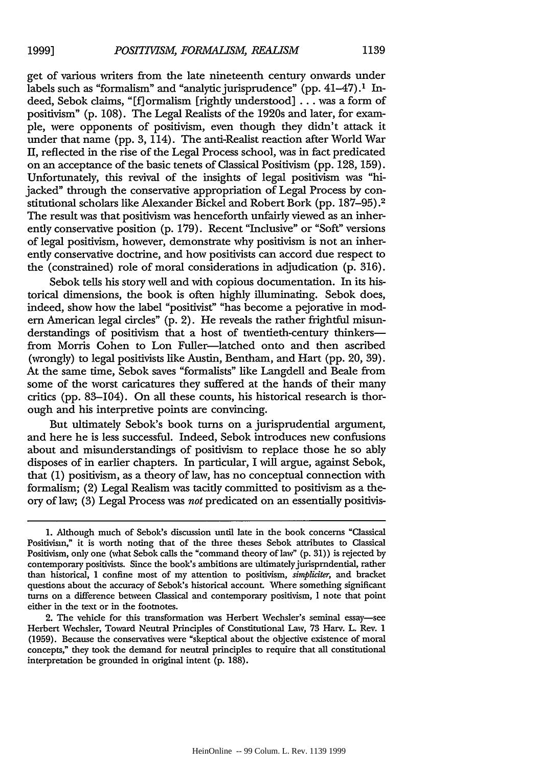get of various writers from the late nineteenth century onwards under labels such as "formalism" and "analytic jurisprudence" (pp. 41–47).[1] Indeed, Sebok claims, "[f]ormalism [rightly understood] . . . was a form of positivism" (p. 108). The Legal Realists of the 1920s and later, for example, were opponents of positivism, even though they didn't attack it under that name (pp. 3, 114). The anti-Realist reaction after World War II, reflected in the rise of the Legal Process school, was in fact predicated on an acceptance of the basic tenets of Classical Positivism (pp. 128, 159). Unfortunately, this revival of the insights of legal positivism was "hijacked" through the conservative appropriation of Legal Process by constitutional scholars like Alexander Bickel and Robert Bork (pp. 187–95).[2] The result was that positivism was henceforth unfairly viewed as an inherently conservative position (p. 179). Recent "Inclusive" or "Soft" versions of legal positivism, however, demonstrate why positivism is not an inherently conservative doctrine, and how positivists can accord due respect to the (constrained) role of moral considerations in adjudication (p. 316).

Sebok tells his story well and with copious documentation. In its historical dimensions, the book is often highly illuminating. Sebok does, indeed, show how the label "positivist" "has become a pejorative in modern American legal circles" (p. 2). He reveals the rather frightful misunderstandings of positivism that a host of twentieth-century thinkers—from Morris Cohen to Lon Fuller—latched onto and then ascribed (wrongly) to legal positivists like Austin, Bentham, and Hart (pp. 20, 39). At the same time, Sebok saves "formalists" like Langdell and Beale from some of the worst caricatures they suffered at the hands of their many critics (pp. 83–104). On all these counts, his historical research is thorough and his interpretive points are convincing.

But ultimately Sebok's book turns on a jurisprudential argument, and here he is less successful. Indeed, Sebok introduces new confusions about and misunderstandings of positivism to replace those he so ably disposes of in earlier chapters. In particular, I will argue, against Sebok, that (1) positivism, as a theory of law, has no conceptual connection with formalism; (2) Legal Realism was tacitly committed to positivism as a theory of law; (3) Legal Process was *not* predicated on an essentially positivis-

---

1. Although much of Sebok's discussion until late in the book concerns "Classical Positivism," it is worth noting that of the three theses Sebok attributes to Classical Positivism, only one (what Sebok calls the "command theory of law" (p. 31)) is rejected by contemporary positivists. Since the book's ambitions are ultimately jurisprudential, rather than historical, I confine most of my attention to positivism, *simpliciter*, and bracket questions about the accuracy of Sebok's historical account. Where something significant turns on a difference between Classical and contemporary positivism, I note that point either in the text or in the footnotes.

2. The vehicle for this transformation was Herbert Wechsler's seminal essay—see Herbert Wechsler, Toward Neutral Principles of Constitutional Law, 73 Harv. L. Rev. 1 (1959). Because the conservatives were "skeptical about the objective existence of moral concepts," they took the demand for neutral principles to require that all constitutional interpretation be grounded in original intent (p. 188).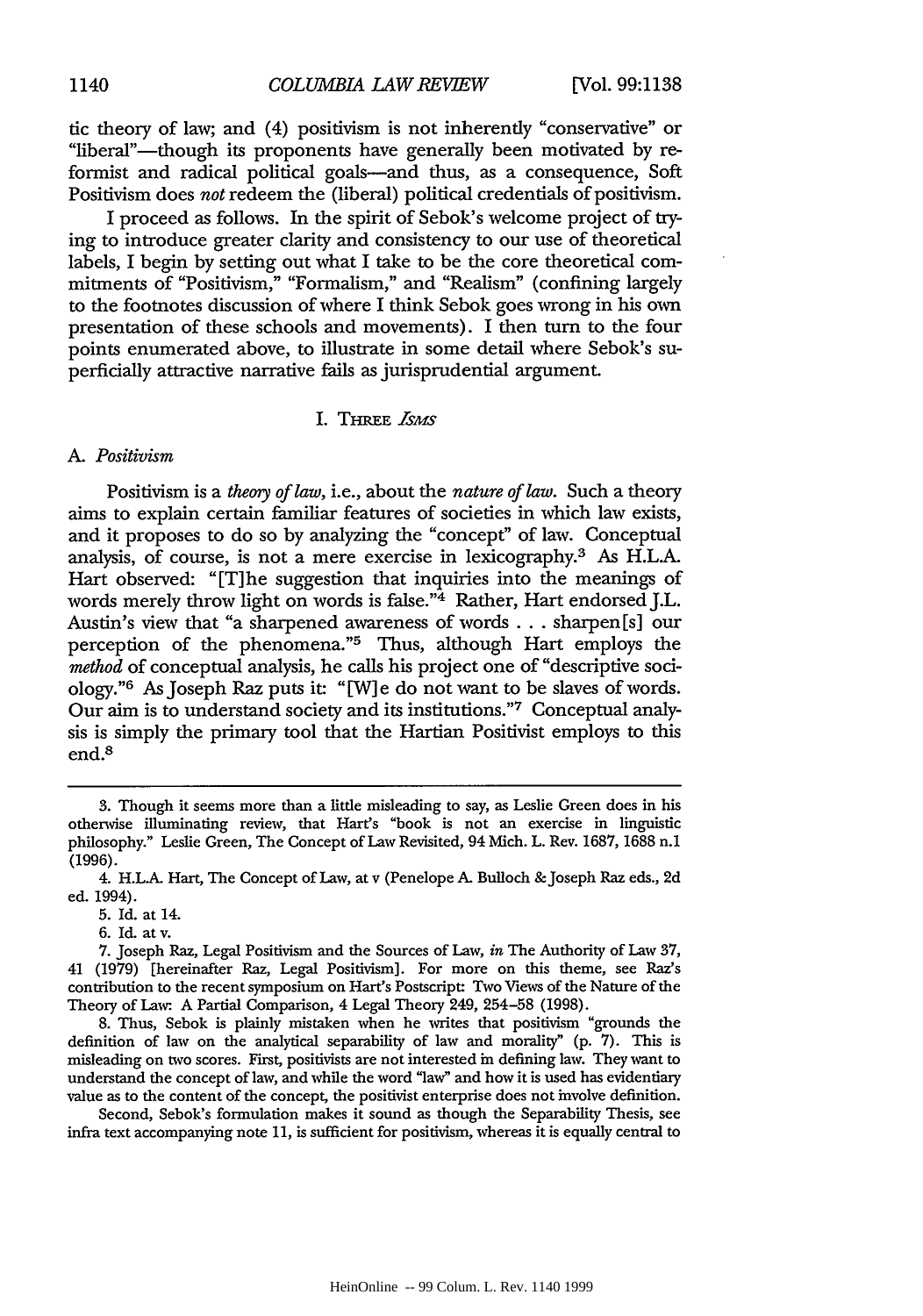tic theory of law; and (4) positivism is not inherently "conservative" or "liberal"—though its proponents have generally been motivated by reformist and radical political goals—and thus, as a consequence, Soft Positivism does *not* redeem the (liberal) political credentials of positivism.

I proceed as follows. In the spirit of Sebok's welcome project of trying to introduce greater clarity and consistency to our use of theoretical labels, I begin by setting out what I take to be the core theoretical commitments of "Positivism," "Formalism," and "Realism" (confining largely to the footnotes discussion of where I think Sebok goes wrong in his own presentation of these schools and movements). I then turn to the four points enumerated above, to illustrate in some detail where Sebok's superficially attractive narrative fails as jurisprudential argument.

## I. Three *Isms*

### A. *Positivism*

Positivism is a *theory of law*, i.e., about the *nature of law*. Such a theory aims to explain certain familiar features of societies in which law exists, and it proposes to do so by analyzing the "concept" of law. Conceptual analysis, of course, is not a mere exercise in lexicography.[3] As H.L.A. Hart observed: "[T]he suggestion that inquiries into the meanings of words merely throw light on words is false."[4] Rather, Hart endorsed J.L. Austin's view that "a sharpened awareness of words . . . sharpen[s] our perception of the phenomena."[5] Thus, although Hart employs the *method* of conceptual analysis, he calls his project one of "descriptive sociology."[6] As Joseph Raz puts it: "[W]e do not want to be slaves of words. Our aim is to understand society and its institutions."[7] Conceptual analysis is simply the primary tool that the Hartian Positivist employs to this end.[8]

---

3. Though it seems more than a little misleading to say, as Leslie Green does in his otherwise illuminating review, that Hart's "book is not an exercise in linguistic philosophy." Leslie Green, The Concept of Law Revisited, 94 Mich. L. Rev. 1687, 1688 n.1 (1996).

4. H.L.A. Hart, The Concept of Law, at v (Penelope A. Bulloch & Joseph Raz eds., 2d ed. 1994).

5. Id. at 14.

6. Id. at v.

7. Joseph Raz, Legal Positivism and the Sources of Law, *in* The Authority of Law 37, 41 (1979) [hereinafter Raz, Legal Positivism]. For more on this theme, see Raz's contribution to the recent symposium on Hart's Postscript: Two Views of the Nature of the Theory of Law: A Partial Comparison, 4 Legal Theory 249, 254–58 (1998).

8. Thus, Sebok is plainly mistaken when he writes that positivism "grounds the definition of law on the analytical separability of law and morality" (p. 7). This is misleading on two scores. First, positivists are not interested in defining law. They want to understand the concept of law, and while the word "law" and how it is used has evidentiary value as to the content of the concept, the positivist enterprise does not involve definition.

Second, Sebok's formulation makes it sound as though the Separability Thesis, see infra text accompanying note 11, is sufficient for positivism, whereas it is equally central to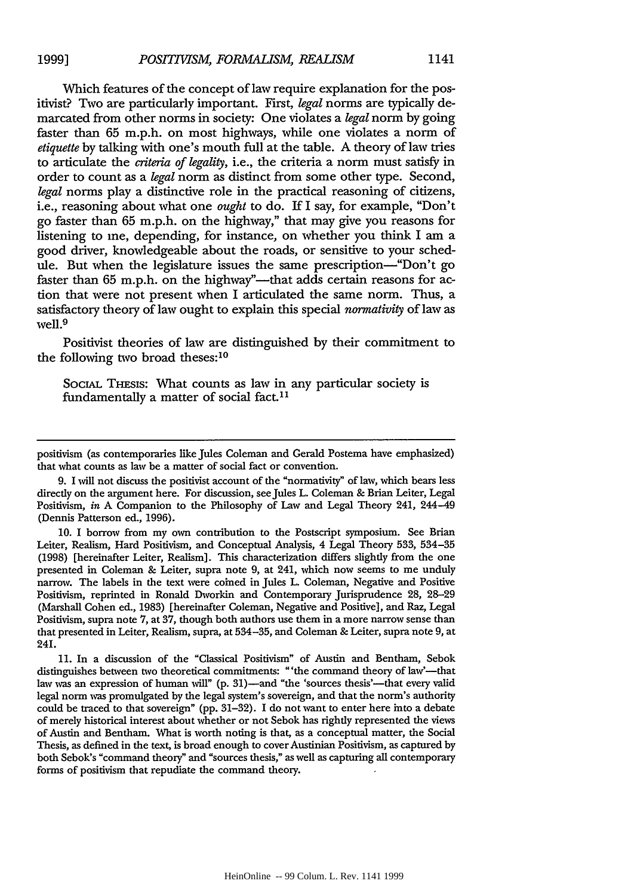Which features of the concept of law require explanation for the positivist? Two are particularly important. First, *legal* norms are typically demarcated from other norms in society: One violates a *legal* norm by going faster than 65 m.p.h. on most highways, while one violates a norm of *etiquette* by talking with one's mouth full at the table. A theory of law tries to articulate the *criteria of legality*, i.e., the criteria a norm must satisfy in order to count as a *legal* norm as distinct from some other type. Second, *legal* norms play a distinctive role in the practical reasoning of citizens, i.e., reasoning about what one *ought* to do. If I say, for example, "Don't go faster than 65 m.p.h. on the highway," that may give you reasons for listening to me, depending, for instance, on whether you think I am a good driver, knowledgeable about the roads, or sensitive to your schedule. But when the legislature issues the same prescription—"Don't go faster than 65 m.p.h. on the highway"—that adds certain reasons for action that were not present when I articulated the same norm. Thus, a satisfactory theory of law ought to explain this special *normativity* of law as well.[9]

Positivist theories of law are distinguished by their commitment to the following two broad theses:[10]

> SOCIAL THESIS: What counts as law in any particular society is fundamentally a matter of social fact.[11]

---

positivism (as contemporaries like Jules Coleman and Gerald Postema have emphasized) that what counts as law be a matter of social fact or convention.

9. I will not discuss the positivist account of the "normativity" of law, which bears less directly on the argument here. For discussion, see Jules L. Coleman & Brian Leiter, Legal Positivism, *in* A Companion to the Philosophy of Law and Legal Theory 241, 244–49 (Dennis Patterson ed., 1996).

10. I borrow from my own contribution to the Postscript symposium. See Brian Leiter, Realism, Hard Positivism, and Conceptual Analysis, 4 Legal Theory 533, 534–35 (1998) [hereinafter Leiter, Realism]. This characterization differs slightly from the one presented in Coleman & Leiter, supra note 9, at 241, which now seems to me unduly narrow. The labels in the text were coined in Jules L. Coleman, Negative and Positive Positivism, reprinted in Ronald Dworkin and Contemporary Jurisprudence 28, 28–29 (Marshall Cohen ed., 1983) [hereinafter Coleman, Negative and Positive], and Raz, Legal Positivism, supra note 7, at 37, though both authors use them in a more narrow sense than that presented in Leiter, Realism, supra, at 534–35, and Coleman & Leiter, supra note 9, at 241.

11. In a discussion of the "Classical Positivism" of Austin and Bentham, Sebok distinguishes between two theoretical commitments: "'the command theory of law'—that law was an expression of human will" (p. 31)—and "the 'sources thesis'—that every valid legal norm was promulgated by the legal system's sovereign, and that the norm's authority could be traced to that sovereign" (pp. 31–32). I do not want to enter here into a debate of merely historical interest about whether or not Sebok has rightly represented the views of Austin and Bentham. What is worth noting is that, as a conceptual matter, the Social Thesis, as defined in the text, is broad enough to cover Austinian Positivism, as captured by both Sebok's "command theory" and "sources thesis," as well as capturing all contemporary forms of positivism that repudiate the command theory.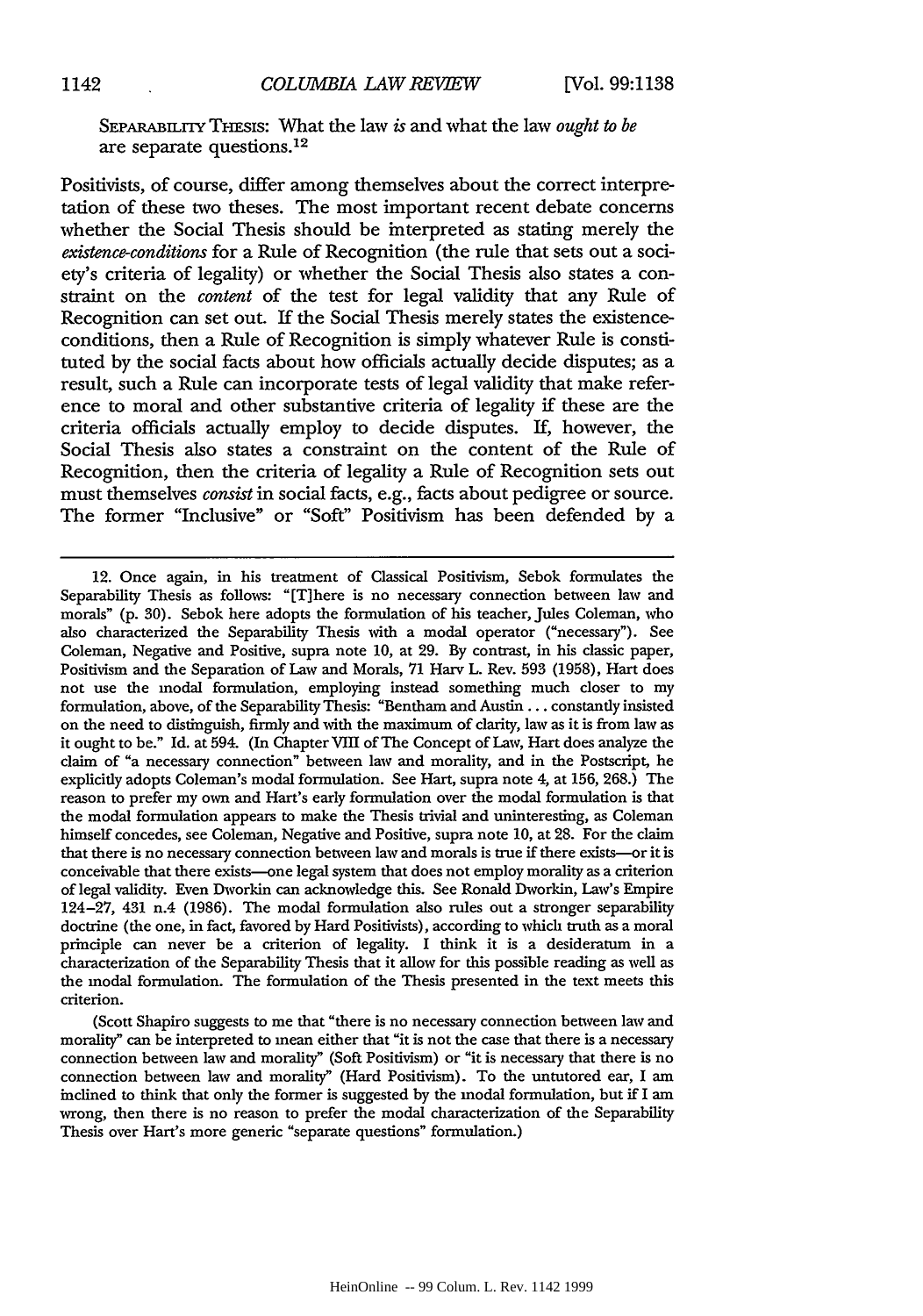SEPARABILITY THESIS: What the law *is* and what the law *ought to be* are separate questions.[12]

Positivists, of course, differ among themselves about the correct interpretation of these two theses. The most important recent debate concerns whether the Social Thesis should be interpreted as stating merely the *existence-conditions* for a Rule of Recognition (the rule that sets out a society's criteria of legality) or whether the Social Thesis also states a constraint on the *content* of the test for legal validity that any Rule of Recognition can set out. If the Social Thesis merely states the existence-conditions, then a Rule of Recognition is simply whatever Rule is constituted by the social facts about how officials actually decide disputes; as a result, such a Rule can incorporate tests of legal validity that make reference to moral and other substantive criteria of legality if these are the criteria officials actually employ to decide disputes. If, however, the Social Thesis also states a constraint on the content of the Rule of Recognition, then the criteria of legality a Rule of Recognition sets out must themselves *consist* in social facts, e.g., facts about pedigree or source. The former "Inclusive" or "Soft" Positivism has been defended by a

---

12. Once again, in his treatment of Classical Positivism, Sebok formulates the Separability Thesis as follows: "[T]here is no necessary connection between law and morals" (p. 30). Sebok here adopts the formulation of his teacher, Jules Coleman, who also characterized the Separability Thesis with a modal operator ("necessary"). See Coleman, Negative and Positive, supra note 10, at 29. By contrast, in his classic paper, Positivism and the Separation of Law and Morals, 71 Harv L. Rev. 593 (1958), Hart does not use the modal formulation, employing instead something much closer to my formulation, above, of the Separability Thesis: "Bentham and Austin . . . constantly insisted on the need to distinguish, firmly and with the maximum of clarity, law as it is from law as it ought to be." Id. at 594. (In Chapter VIII of The Concept of Law, Hart does analyze the claim of "a necessary connection" between law and morality, and in the Postscript, he explicitly adopts Coleman's modal formulation. See Hart, supra note 4, at 156, 268.) The reason to prefer my own and Hart's early formulation over the modal formulation is that the modal formulation appears to make the Thesis trivial and uninteresting, as Coleman himself concedes, see Coleman, Negative and Positive, supra note 10, at 28. For the claim that there is no necessary connection between law and morals is true if there exists—or it is conceivable that there exists—one legal system that does not employ morality as a criterion of legal validity. Even Dworkin can acknowledge this. See Ronald Dworkin, Law's Empire 124–27, 431 n.4 (1986). The modal formulation also rules out a stronger separability doctrine (the one, in fact, favored by Hard Positivists), according to which truth as a moral principle can never be a criterion of legality. I think it is a desideratum in a characterization of the Separability Thesis that it allow for this possible reading as well as the modal formulation. The formulation of the Thesis presented in the text meets this criterion.

(Scott Shapiro suggests to me that "there is no necessary connection between law and morality" can be interpreted to mean either that "it is not the case that there is a necessary connection between law and morality" (Soft Positivism) or "it is necessary that there is no connection between law and morality" (Hard Positivism). To the untutored ear, I am inclined to think that only the former is suggested by the modal formulation, but if I am wrong, then there is no reason to prefer the modal characterization of the Separability Thesis over Hart's more generic "separate questions" formulation.)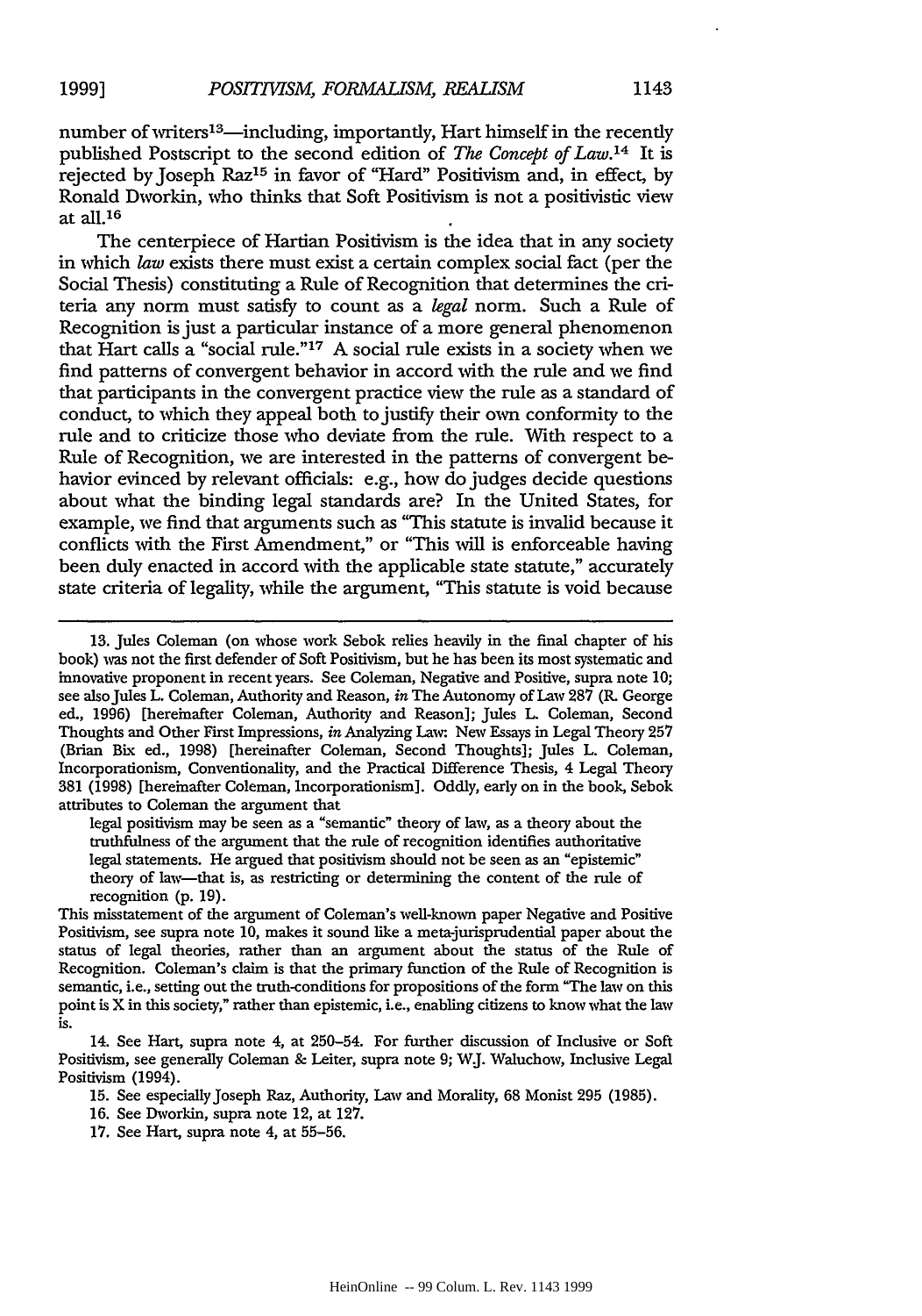number of writers[13]—including, importantly, Hart himself in the recently published Postscript to the second edition of *The Concept of Law*.[14] It is rejected by Joseph Raz[15] in favor of "Hard" Positivism and, in effect, by Ronald Dworkin, who thinks that Soft Positivism is not a positivistic view at all.[16]

The centerpiece of Hartian Positivism is the idea that in any society in which *law* exists there must exist a certain complex social fact (per the Social Thesis) constituting a Rule of Recognition that determines the criteria any norm must satisfy to count as a *legal* norm. Such a Rule of Recognition is just a particular instance of a more general phenomenon that Hart calls a "social rule."[17] A social rule exists in a society when we find patterns of convergent behavior in accord with the rule and we find that participants in the convergent practice view the rule as a standard of conduct, to which they appeal both to justify their own conformity to the rule and to criticize those who deviate from the rule. With respect to a Rule of Recognition, we are interested in the patterns of convergent behavior evinced by relevant officials: e.g., how do judges decide questions about what the binding legal standards are? In the United States, for example, we find that arguments such as "This statute is invalid because it conflicts with the First Amendment," or "This will is enforceable having been duly enacted in accord with the applicable state statute," accurately state criteria of legality, while the argument, "This statute is void because

---

13. Jules Coleman (on whose work Sebok relies heavily in the final chapter of his book) was not the first defender of Soft Positivism, but he has been its most systematic and innovative proponent in recent years. See Coleman, Negative and Positive, supra note 10; see also Jules L. Coleman, Authority and Reason, *in* The Autonomy of Law 287 (R. George ed., 1996) [hereinafter Coleman, Authority and Reason]; Jules L. Coleman, Second Thoughts and Other First Impressions, *in* Analyzing Law: New Essays in Legal Theory 257 (Brian Bix ed., 1998) [hereinafter Coleman, Second Thoughts]; Jules L. Coleman, Incorporationism, Conventionality, and the Practical Difference Thesis, 4 Legal Theory 381 (1998) [hereinafter Coleman, Incorporationism]. Oddly, early on in the book, Sebok attributes to Coleman the argument that

> legal positivism may be seen as a "semantic" theory of law, as a theory about the truthfulness of the argument that the rule of recognition identifies authoritative legal statements. He argued that positivism should not be seen as an "epistemic" theory of law—that is, as restricting or determining the content of the rule of recognition (p. 19).

This misstatement of the argument of Coleman's well-known paper Negative and Positive Positivism, see supra note 10, makes it sound like a meta-jurisprudential paper about the status of legal theories, rather than an argument about the status of the Rule of Recognition. Coleman's claim is that the primary function of the Rule of Recognition is semantic, i.e., setting out the truth-conditions for propositions of the form "The law on this point is X in this society," rather than epistemic, i.e., enabling citizens to know what the law is.

14. See Hart, supra note 4, at 250–54. For further discussion of Inclusive or Soft Positivism, see generally Coleman & Leiter, supra note 9; W.J. Waluchow, Inclusive Legal Positivism (1994).

15. See especially Joseph Raz, Authority, Law and Morality, 68 Monist 295 (1985).

16. See Dworkin, supra note 12, at 127.

17. See Hart, supra note 4, at 55–56.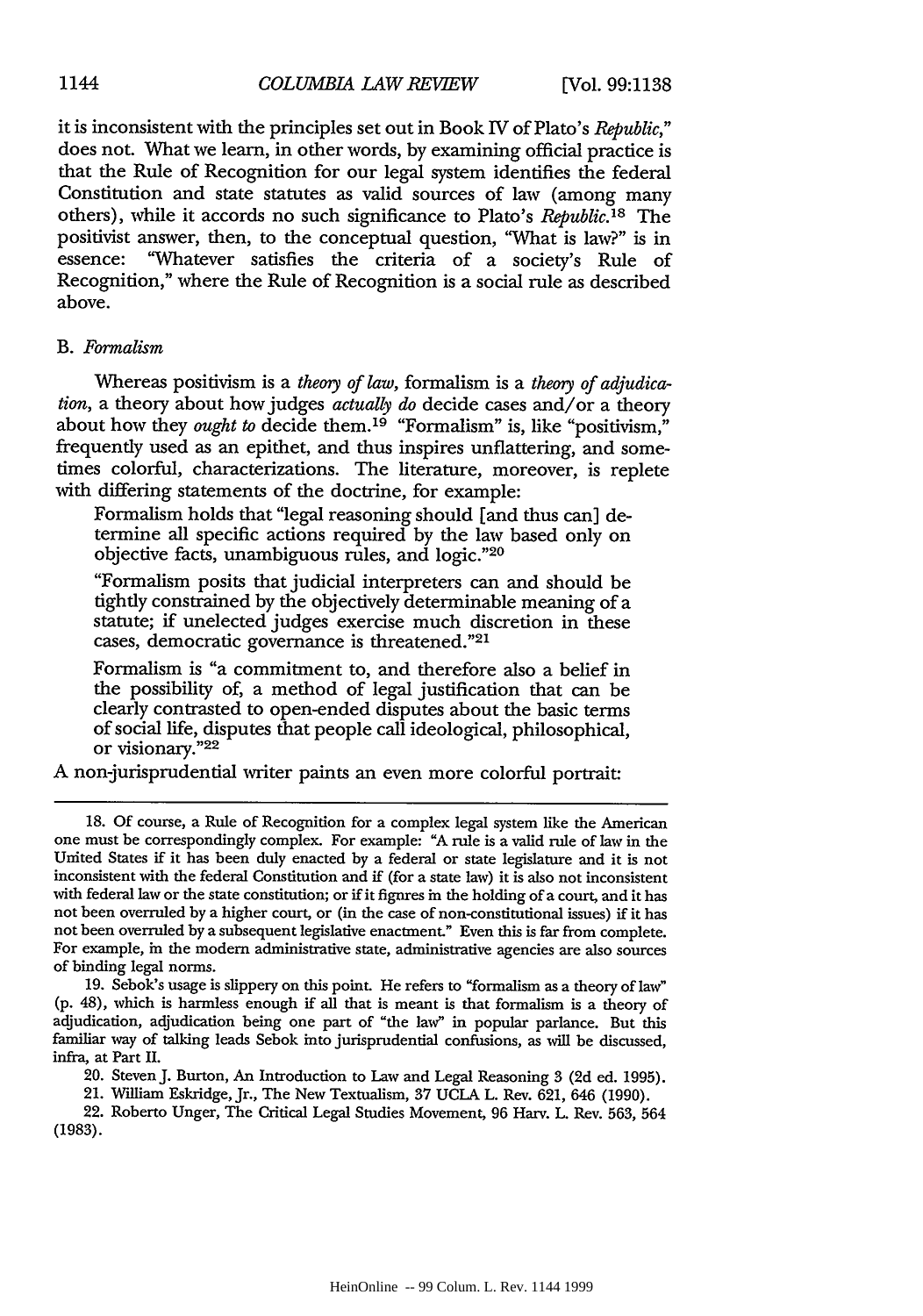it is inconsistent with the principles set out in Book IV of Plato's *Republic*," does not. What we learn, in other words, by examining official practice is that the Rule of Recognition for our legal system identifies the federal Constitution and state statutes as valid sources of law (among many others), while it accords no such significance to Plato's *Republic*.[18] The positivist answer, then, to the conceptual question, "What is law?" is in essence: "Whatever satisfies the criteria of a society's Rule of Recognition," where the Rule of Recognition is a social rule as described above.

### B. *Formalism*

Whereas positivism is a *theory of law*, formalism is a *theory of adjudication*, a theory about how judges *actually do* decide cases and/or a theory about how they *ought to* decide them.[19] "Formalism" is, like "positivism," frequently used as an epithet, and thus inspires unflattering, and sometimes colorful, characterizations. The literature, moreover, is replete with differing statements of the doctrine, for example:

> Formalism holds that "legal reasoning should [and thus can] determine all specific actions required by the law based only on objective facts, unambiguous rules, and logic."[20]
>
> "Formalism posits that judicial interpreters can and should be tightly constrained by the objectively determinable meaning of a statute; if unelected judges exercise much discretion in these cases, democratic governance is threatened."[21]
>
> Formalism is "a commitment to, and therefore also a belief in the possibility of, a method of legal justification that can be clearly contrasted to open-ended disputes about the basic terms of social life, disputes that people call ideological, philosophical, or visionary."[22]

A non-jurisprudential writer paints an even more colorful portrait:

---

18. Of course, a Rule of Recognition for a complex legal system like the American one must be correspondingly complex. For example: "A rule is a valid rule of law in the United States if it has been duly enacted by a federal or state legislature and it is not inconsistent with the federal Constitution and if (for a state law) it is also not inconsistent with federal law or the state constitution; or if it figures in the holding of a court, and it has not been overruled by a higher court, or (in the case of non-constitutional issues) if it has not been overruled by a subsequent legislative enactment." Even this is far from complete. For example, in the modern administrative state, administrative agencies are also sources of binding legal norms.

19. Sebok's usage is slippery on this point. He refers to "formalism as a theory of law" (p. 48), which is harmless enough if all that is meant is that formalism is a theory of adjudication, adjudication being one part of "the law" in popular parlance. But this familiar way of talking leads Sebok into jurisprudential confusions, as will be discussed, infra, at Part II.

20. Steven J. Burton, An Introduction to Law and Legal Reasoning 3 (2d ed. 1995).

21. William Eskridge, Jr., The New Textualism, 37 UCLA L. Rev. 621, 646 (1990).

22. Roberto Unger, The Critical Legal Studies Movement, 96 Harv. L. Rev. 563, 564 (1983).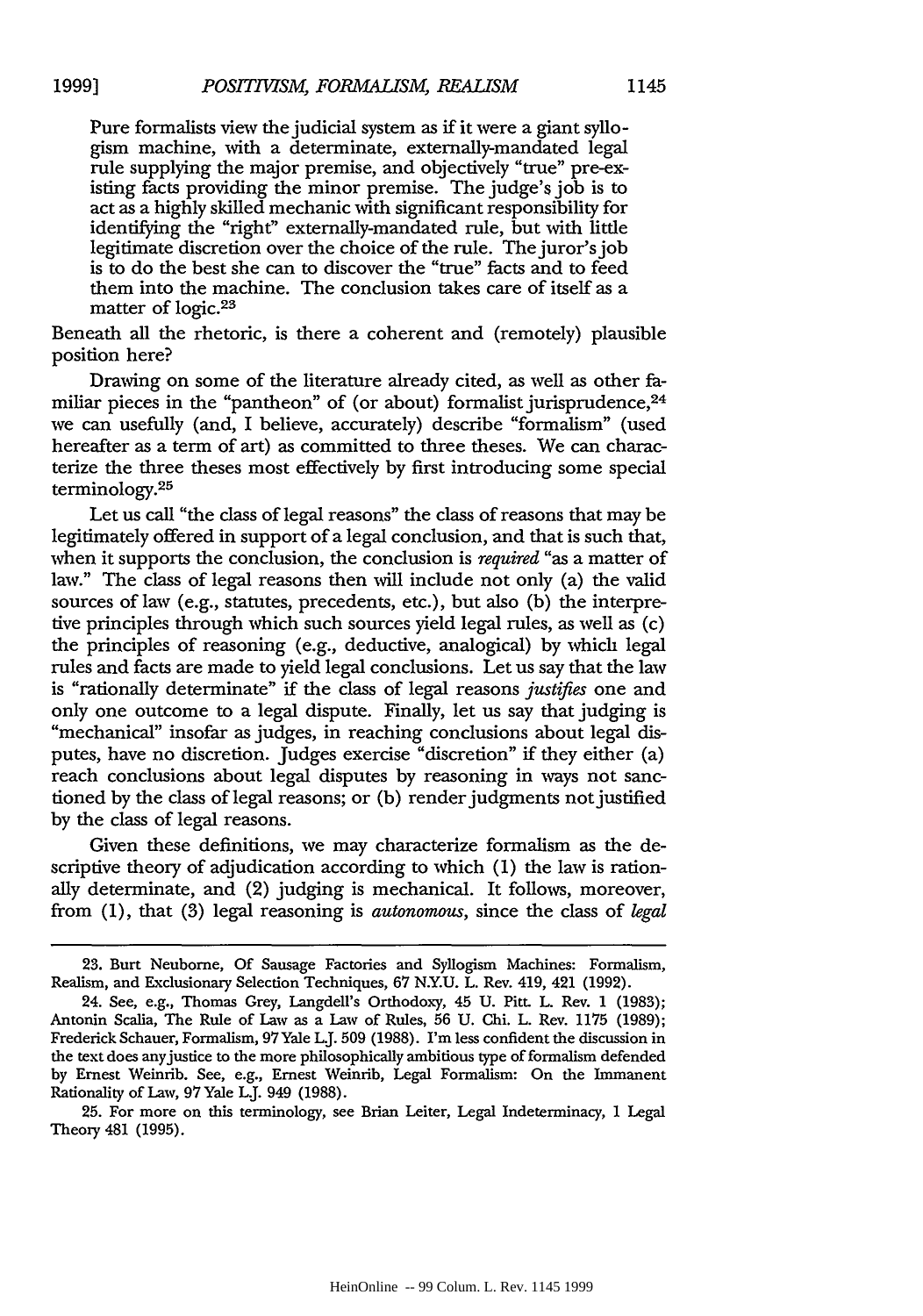> Pure formalists view the judicial system as if it were a giant syllogism machine, with a determinate, externally-mandated legal rule supplying the major premise, and objectively "true" pre-existing facts providing the minor premise. The judge's job is to act as a highly skilled mechanic with significant responsibility for identifying the "right" externally-mandated rule, but with little legitimate discretion over the choice of the rule. The juror's job is to do the best she can to discover the "true" facts and to feed them into the machine. The conclusion takes care of itself as a matter of logic.[23]

Beneath all the rhetoric, is there a coherent and (remotely) plausible position here?

Drawing on some of the literature already cited, as well as other familiar pieces in the "pantheon" of (or about) formalist jurisprudence,[24] we can usefully (and, I believe, accurately) describe "formalism" (used hereafter as a term of art) as committed to three theses. We can characterize the three theses most effectively by first introducing some special terminology.[25]

Let us call "the class of legal reasons" the class of reasons that may be legitimately offered in support of a legal conclusion, and that is such that, when it supports the conclusion, the conclusion is *required* "as a matter of law." The class of legal reasons then will include not only (a) the valid sources of law (e.g., statutes, precedents, etc.), but also (b) the interpretive principles through which such sources yield legal rules, as well as (c) the principles of reasoning (e.g., deductive, analogical) by which legal rules and facts are made to yield legal conclusions. Let us say that the law is "rationally determinate" if the class of legal reasons *justifies* one and only one outcome to a legal dispute. Finally, let us say that judging is "mechanical" insofar as judges, in reaching conclusions about legal disputes, have no discretion. Judges exercise "discretion" if they either (a) reach conclusions about legal disputes by reasoning in ways not sanctioned by the class of legal reasons; or (b) render judgments not justified by the class of legal reasons.

Given these definitions, we may characterize formalism as the descriptive theory of adjudication according to which (1) the law is rationally determinate, and (2) judging is mechanical. It follows, moreover, from (1), that (3) legal reasoning is *autonomous*, since the class of *legal*

---

23. Burt Neuborne, Of Sausage Factories and Syllogism Machines: Formalism, Realism, and Exclusionary Selection Techniques, 67 N.Y.U. L. Rev. 419, 421 (1992).

24. See, e.g., Thomas Grey, Langdell's Orthodoxy, 45 U. Pitt. L. Rev. 1 (1983); Antonin Scalia, The Rule of Law as a Law of Rules, 56 U. Chi. L. Rev. 1175 (1989); Frederick Schauer, Formalism, 97 Yale L.J. 509 (1988). I'm less confident the discussion in the text does any justice to the more philosophically ambitious type of formalism defended by Ernest Weinrib. See, e.g., Ernest Weinrib, Legal Formalism: On the Immanent Rationality of Law, 97 Yale L.J. 949 (1988).

25. For more on this terminology, see Brian Leiter, Legal Indeterminacy, 1 Legal Theory 481 (1995).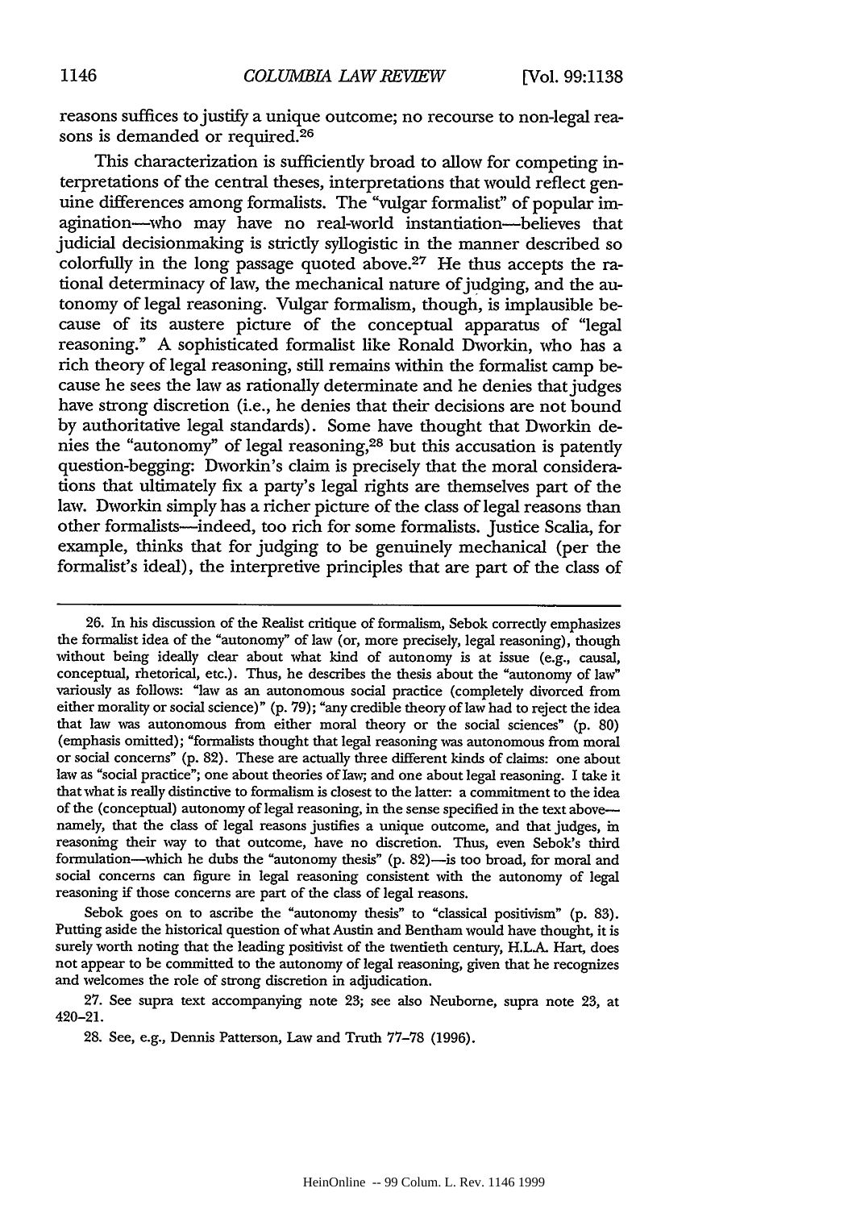reasons suffices to justify a unique outcome; no recourse to non-legal reasons is demanded or required.[26]

This characterization is sufficiently broad to allow for competing interpretations of the central theses, interpretations that would reflect genuine differences among formalists. The "vulgar formalist" of popular imagination—who may have no real-world instantiation—believes that judicial decisionmaking is strictly syllogistic in the manner described so colorfully in the long passage quoted above.[27] He thus accepts the rational determinacy of law, the mechanical nature of judging, and the autonomy of legal reasoning. Vulgar formalism, though, is implausible because of its austere picture of the conceptual apparatus of "legal reasoning." A sophisticated formalist like Ronald Dworkin, who has a rich theory of legal reasoning, still remains within the formalist camp because he sees the law as rationally determinate and he denies that judges have strong discretion (i.e., he denies that their decisions are not bound by authoritative legal standards). Some have thought that Dworkin denies the "autonomy" of legal reasoning,[28] but this accusation is patently question-begging: Dworkin's claim is precisely that the moral considerations that ultimately fix a party's legal rights are themselves part of the law. Dworkin simply has a richer picture of the class of legal reasons than other formalists—indeed, too rich for some formalists. Justice Scalia, for example, thinks that for judging to be genuinely mechanical (per the formalist's ideal), the interpretive principles that are part of the class of

---

26. In his discussion of the Realist critique of formalism, Sebok correctly emphasizes the formalist idea of the "autonomy" of law (or, more precisely, legal reasoning), though without being ideally clear about what kind of autonomy is at issue (e.g., causal, conceptual, rhetorical, etc.). Thus, he describes the thesis about the "autonomy of law" variously as follows: "law as an autonomous social practice (completely divorced from either morality or social science)" (p. 79); "any credible theory of law had to reject the idea that law was autonomous from either moral theory or the social sciences" (p. 80) (emphasis omitted); "formalists thought that legal reasoning was autonomous from moral or social concerns" (p. 82). These are actually three different kinds of claims: one about law as "social practice"; one about theories of law; and one about legal reasoning. I take it that what is really distinctive to formalism is closest to the latter: a commitment to the idea of the (conceptual) autonomy of legal reasoning, in the sense specified in the text above—namely, that the class of legal reasons justifies a unique outcome, and that judges, in reasoning their way to that outcome, have no discretion. Thus, even Sebok's third formulation—which he dubs the "autonomy thesis" (p. 82)—is too broad, for moral and social concerns can figure in legal reasoning consistent with the autonomy of legal reasoning if those concerns are part of the class of legal reasons.

Sebok goes on to ascribe the "autonomy thesis" to "classical positivism" (p. 83). Putting aside the historical question of what Austin and Bentham would have thought, it is surely worth noting that the leading positivist of the twentieth century, H.L.A. Hart, does not appear to be committed to the autonomy of legal reasoning, given that he recognizes and welcomes the role of strong discretion in adjudication.

27. See supra text accompanying note 23; see also Neuborne, supra note 23, at 420–21.

28. See, e.g., Dennis Patterson, Law and Truth 77–78 (1996).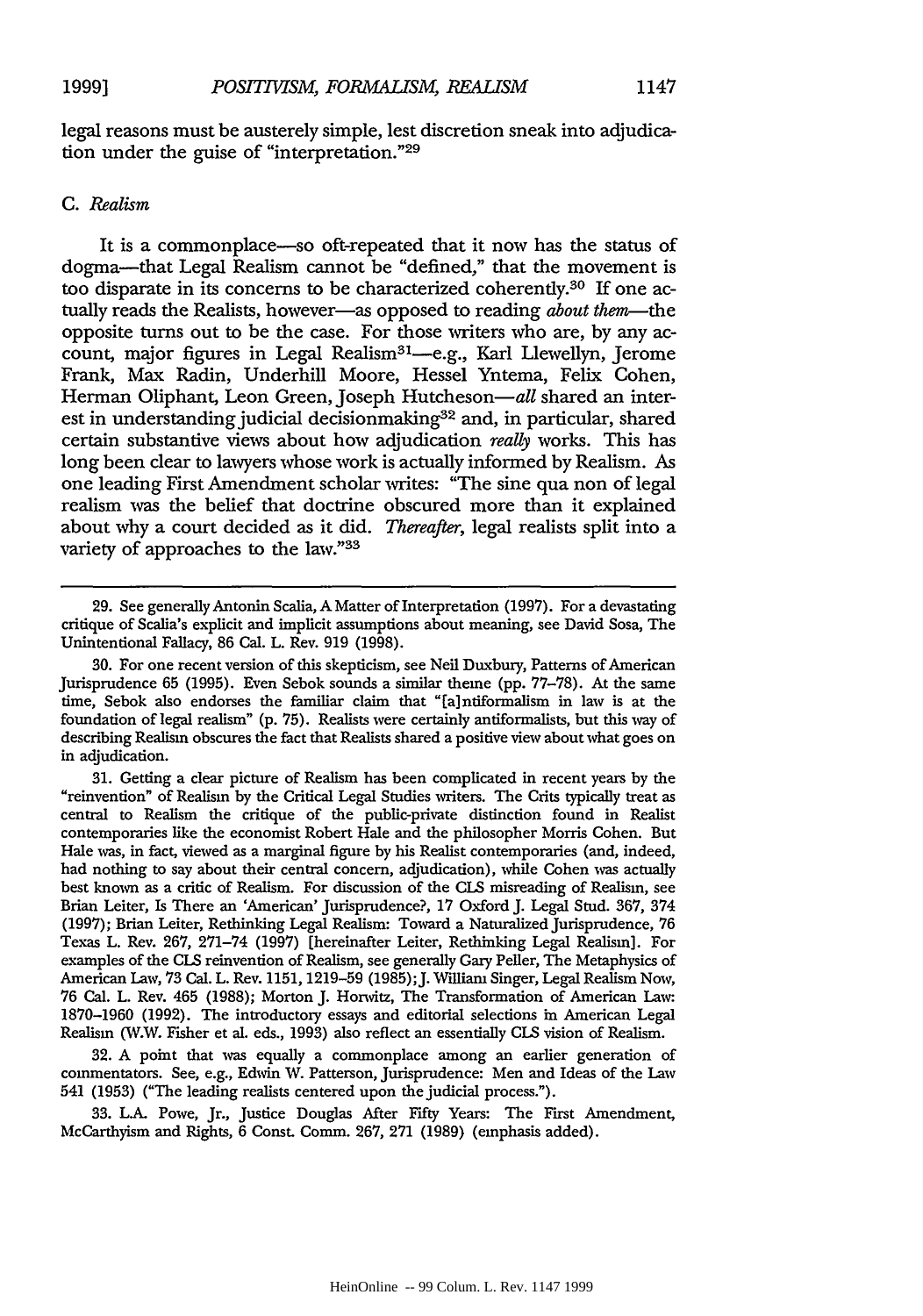legal reasons must be austerely simple, lest discretion sneak into adjudication under the guise of "interpretation."[29]

### C. *Realism*

It is a commonplace—so oft-repeated that it now has the status of dogma—that Legal Realism cannot be "defined," that the movement is too disparate in its concerns to be characterized coherently.[30] If one actually reads the Realists, however—as opposed to reading *about them*—the opposite turns out to be the case. For those writers who are, by any account, major figures in Legal Realism[31]—e.g., Karl Llewellyn, Jerome Frank, Max Radin, Underhill Moore, Hessel Yntema, Felix Cohen, Herman Oliphant, Leon Green, Joseph Hutcheson—*all* shared an interest in understanding judicial decisionmaking[32] and, in particular, shared certain substantive views about how adjudication *really* works. This has long been clear to lawyers whose work is actually informed by Realism. As one leading First Amendment scholar writes: "The sine qua non of legal realism was the belief that doctrine obscured more than it explained about why a court decided as it did. *Thereafter*, legal realists split into a variety of approaches to the law."[33]

---

29. See generally Antonin Scalia, A Matter of Interpretation (1997). For a devastating critique of Scalia's explicit and implicit assumptions about meaning, see David Sosa, The Unintentional Fallacy, 86 Cal. L. Rev. 919 (1998).

30. For one recent version of this skepticism, see Neil Duxbury, Patterns of American Jurisprudence 65 (1995). Even Sebok sounds a similar theme (pp. 77–78). At the same time, Sebok also endorses the familiar claim that "[a]ntiformalism in law is at the foundation of legal realism" (p. 75). Realists were certainly antiformalists, but this way of describing Realism obscures the fact that Realists shared a positive view about what goes on in adjudication.

31. Getting a clear picture of Realism has been complicated in recent years by the "reinvention" of Realism by the Critical Legal Studies writers. The Crits typically treat as central to Realism the critique of the public-private distinction found in Realist contemporaries like the economist Robert Hale and the philosopher Morris Cohen. But Hale was, in fact, viewed as a marginal figure by his Realist contemporaries (and, indeed, had nothing to say about their central concern, adjudication), while Cohen was actually best known as a critic of Realism. For discussion of the CLS misreading of Realism, see Brian Leiter, Is There an 'American' Jurisprudence?, 17 Oxford J. Legal Stud. 367, 374 (1997); Brian Leiter, Rethinking Legal Realism: Toward a Naturalized Jurisprudence, 76 Texas L. Rev. 267, 271–74 (1997) [hereinafter Leiter, Rethinking Legal Realism]. For examples of the CLS reinvention of Realism, see generally Gary Peller, The Metaphysics of American Law, 73 Cal. L. Rev. 1151, 1219–59 (1985); J. William Singer, Legal Realism Now, 76 Cal. L. Rev. 465 (1988); Morton J. Horwitz, The Transformation of American Law: 1870–1960 (1992). The introductory essays and editorial selections in American Legal Realism (W.W. Fisher et al. eds., 1993) also reflect an essentially CLS vision of Realism.

32. A point that was equally a commonplace among an earlier generation of commentators. See, e.g., Edwin W. Patterson, Jurisprudence: Men and Ideas of the Law 541 (1953) ("The leading realists centered upon the judicial process.").

33. L.A. Powe, Jr., Justice Douglas After Fifty Years: The First Amendment, McCarthyism and Rights, 6 Const. Comm. 267, 271 (1989) (emphasis added).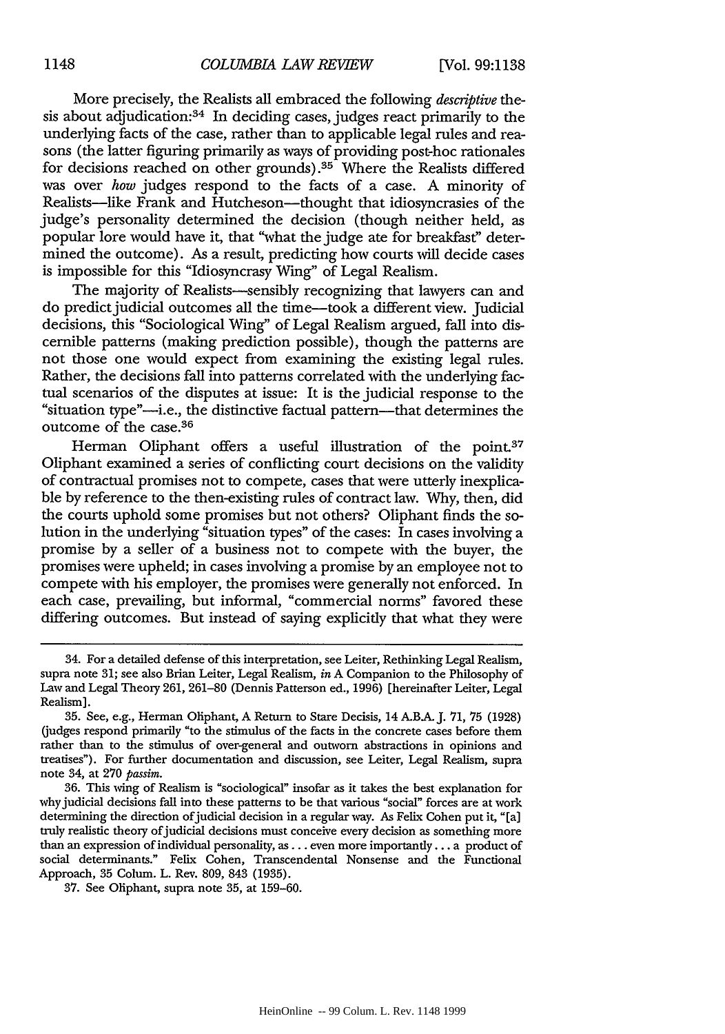More precisely, the Realists all embraced the following *descriptive* thesis about adjudication:[34] In deciding cases, judges react primarily to the underlying facts of the case, rather than to applicable legal rules and reasons (the latter figuring primarily as ways of providing post-hoc rationales for decisions reached on other grounds).[35] Where the Realists differed was over *how* judges respond to the facts of a case. A minority of Realists—like Frank and Hutcheson—thought that idiosyncrasies of the judge's personality determined the decision (though neither held, as popular lore would have it, that "what the judge ate for breakfast" determined the outcome). As a result, predicting how courts will decide cases is impossible for this "Idiosyncrasy Wing" of Legal Realism.

The majority of Realists—sensibly recognizing that lawyers can and do predict judicial outcomes all the time—took a different view. Judicial decisions, this "Sociological Wing" of Legal Realism argued, fall into discernible patterns (making prediction possible), though the patterns are not those one would expect from examining the existing legal rules. Rather, the decisions fall into patterns correlated with the underlying factual scenarios of the disputes at issue: It is the judicial response to the "situation type"—i.e., the distinctive factual pattern—that determines the outcome of the case.[36]

Herman Oliphant offers a useful illustration of the point.[37] Oliphant examined a series of conflicting court decisions on the validity of contractual promises not to compete, cases that were utterly inexplicable by reference to the then-existing rules of contract law. Why, then, did the courts uphold some promises but not others? Oliphant finds the solution in the underlying "situation types" of the cases: In cases involving a promise by a seller of a business not to compete with the buyer, the promises were upheld; in cases involving a promise by an employee not to compete with his employer, the promises were generally not enforced. In each case, prevailing, but informal, "commercial norms" favored these differing outcomes. But instead of saying explicitly that what they were

---

34. For a detailed defense of this interpretation, see Leiter, Rethinking Legal Realism, supra note 31; see also Brian Leiter, Legal Realism, *in* A Companion to the Philosophy of Law and Legal Theory 261, 261–80 (Dennis Patterson ed., 1996) [hereinafter Leiter, Legal Realism].

35. See, e.g., Herman Oliphant, A Return to Stare Decisis, 14 A.B.A. J. 71, 75 (1928) (judges respond primarily "to the stimulus of the facts in the concrete cases before them rather than to the stimulus of over-general and outworn abstractions in opinions and treatises"). For further documentation and discussion, see Leiter, Legal Realism, supra note 34, at 270 *passim*.

36. This wing of Realism is "sociological" insofar as it takes the best explanation for why judicial decisions fall into these patterns to be that various "social" forces are at work determining the direction of judicial decision in a regular way. As Felix Cohen put it, "[a] truly realistic theory of judicial decisions must conceive every decision as something more than an expression of individual personality, as . . . even more importantly . . . a product of social determinants." Felix Cohen, Transcendental Nonsense and the Functional Approach, 35 Colum. L. Rev. 809, 843 (1935).

37. See Oliphant, supra note 35, at 159–60.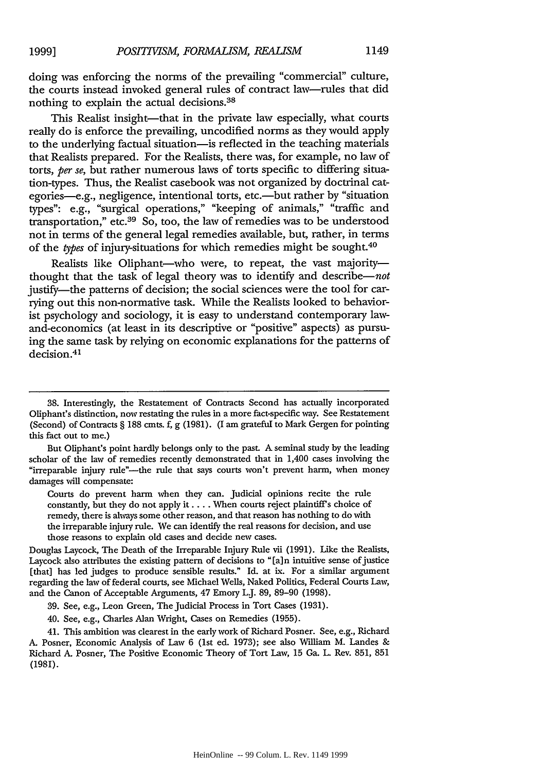doing was enforcing the norms of the prevailing "commercial" culture, the courts instead invoked general rules of contract law—rules that did nothing to explain the actual decisions.[38]

This Realist insight—that in the private law especially, what courts really do is enforce the prevailing, uncodified norms as they would apply to the underlying factual situation—is reflected in the teaching materials that Realists prepared. For the Realists, there was, for example, no law of torts, *per se*, but rather numerous laws of torts specific to differing situation-types. Thus, the Realist casebook was not organized by doctrinal categories—e.g., negligence, intentional torts, etc.—but rather by "situation types": e.g., "surgical operations," "keeping of animals," "traffic and transportation," etc.[39] So, too, the law of remedies was to be understood not in terms of the general legal remedies available, but, rather, in terms of the *types* of injury-situations for which remedies might be sought.[40]

Realists like Oliphant—who were, to repeat, the vast majority—thought that the task of legal theory was to identify and describe—*not* justify—the patterns of decision; the social sciences were the tool for carrying out this non-normative task. While the Realists looked to behaviorist psychology and sociology, it is easy to understand contemporary law-and-economics (at least in its descriptive or "positive" aspects) as pursuing the same task by relying on economic explanations for the patterns of decision.[41]

---

38. Interestingly, the Restatement of Contracts Second has actually incorporated Oliphant's distinction, now restating the rules in a more fact-specific way. See Restatement (Second) of Contracts § 188 cmts. f, g (1981). (I am grateful to Mark Gergen for pointing this fact out to me.)

But Oliphant's point hardly belongs only to the past. A seminal study by the leading scholar of the law of remedies recently demonstrated that in 1,400 cases involving the "irreparable injury rule"—the rule that says courts won't prevent harm, when money damages will compensate:

> Courts do prevent harm when they can. Judicial opinions recite the rule constantly, but they do not apply it . . . . When courts reject plaintiff's choice of remedy, there is always some other reason, and that reason has nothing to do with the irreparable injury rule. We can identify the real reasons for decision, and use those reasons to explain old cases and decide new cases.

Douglas Laycock, The Death of the Irreparable Injury Rule vii (1991). Like the Realists, Laycock also attributes the existing pattern of decisions to "[a]n intuitive sense of justice [that] has led judges to produce sensible results." Id. at ix. For a similar argument regarding the law of federal courts, see Michael Wells, Naked Politics, Federal Courts Law, and the Canon of Acceptable Arguments, 47 Emory L.J. 89, 89–90 (1998).

39. See, e.g., Leon Green, The Judicial Process in Tort Cases (1931).

40. See, e.g., Charles Alan Wright, Cases on Remedies (1955).

41. This ambition was clearest in the early work of Richard Posner. See, e.g., Richard A. Posner, Economic Analysis of Law 6 (1st ed. 1973); see also William M. Landes & Richard A. Posner, The Positive Economic Theory of Tort Law, 15 Ga. L. Rev. 851, 851 (1981).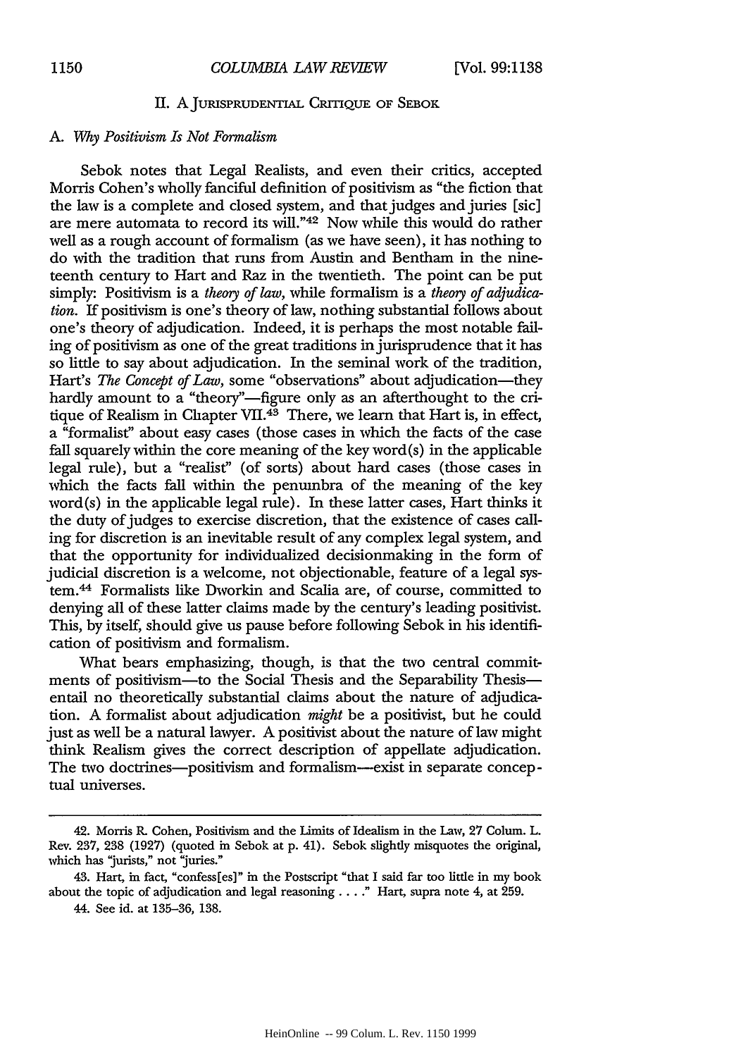## II. A Jurisprudential Critique of Sebok

### A. *Why Positivism Is Not Formalism*

Sebok notes that Legal Realists, and even their critics, accepted Morris Cohen's wholly fanciful definition of positivism as "the fiction that the law is a complete and closed system, and that judges and juries [sic] are mere automata to record its will."[42] Now while this would do rather well as a rough account of formalism (as we have seen), it has nothing to do with the tradition that runs from Austin and Bentham in the nineteenth century to Hart and Raz in the twentieth. The point can be put simply: Positivism is a *theory of law*, while formalism is a *theory of adjudication*. If positivism is one's theory of law, nothing substantial follows about one's theory of adjudication. Indeed, it is perhaps the most notable failing of positivism as one of the great traditions in jurisprudence that it has so little to say about adjudication. In the seminal work of the tradition, Hart's *The Concept of Law*, some "observations" about adjudication—they hardly amount to a "theory"—figure only as an afterthought to the critique of Realism in Chapter VII.[43] There, we learn that Hart is, in effect, a "formalist" about easy cases (those cases in which the facts of the case fall squarely within the core meaning of the key word(s) in the applicable legal rule), but a "realist" (of sorts) about hard cases (those cases in which the facts fall within the penumbra of the meaning of the key word(s) in the applicable legal rule). In these latter cases, Hart thinks it the duty of judges to exercise discretion, that the existence of cases calling for discretion is an inevitable result of any complex legal system, and that the opportunity for individualized decisionmaking in the form of judicial discretion is a welcome, not objectionable, feature of a legal system.[44] Formalists like Dworkin and Scalia are, of course, committed to denying all of these latter claims made by the century's leading positivist. This, by itself, should give us pause before following Sebok in his identification of positivism and formalism.

What bears emphasizing, though, is that the two central commitments of positivism—to the Social Thesis and the Separability Thesis—entail no theoretically substantial claims about the nature of adjudication. A formalist about adjudication *might* be a positivist, but he could just as well be a natural lawyer. A positivist about the nature of law might think Realism gives the correct description of appellate adjudication. The two doctrines—positivism and formalism—exist in separate conceptual universes.

---

42. Morris R. Cohen, Positivism and the Limits of Idealism in the Law, 27 Colum. L. Rev. 237, 238 (1927) (quoted in Sebok at p. 41). Sebok slightly misquotes the original, which has "jurists," not "juries."

43. Hart, in fact, "confess[es]" in the Postscript "that I said far too little in my book about the topic of adjudication and legal reasoning . . . ." Hart, supra note 4, at 259.

44. See id. at 135–36, 138.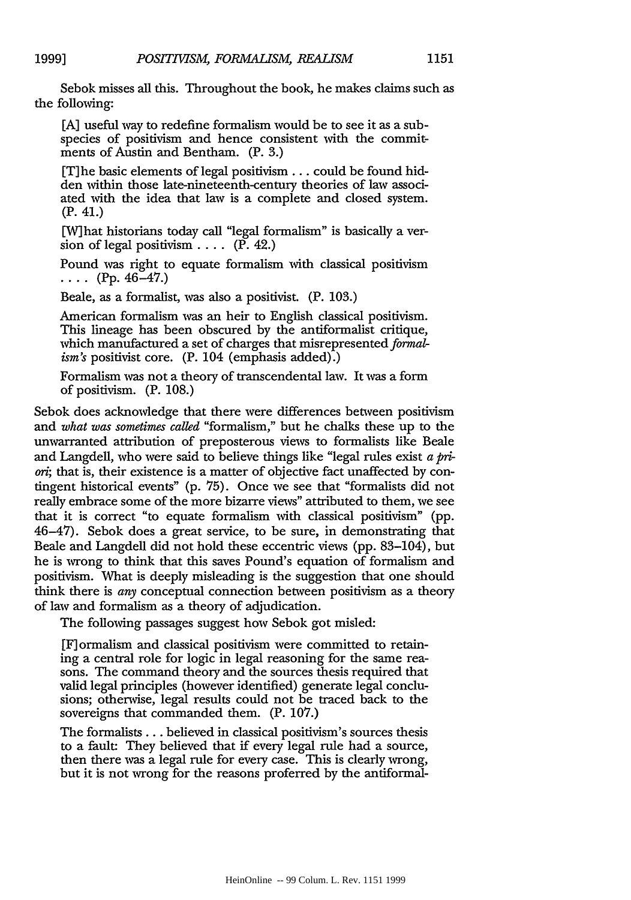Sebok misses all this. Throughout the book, he makes claims such as the following:

> [A] useful way to redefine formalism would be to see it as a subspecies of positivism and hence consistent with the commitments of Austin and Bentham. (P. 3.)
>
> [T]he basic elements of legal positivism . . . could be found hidden within those late-nineteenth-century theories of law associated with the idea that law is a complete and closed system. (P. 41.)
>
> [W]hat historians today call "legal formalism" is basically a version of legal positivism . . . . (P. 42.)
>
> Pound was right to equate formalism with classical positivism . . . . (Pp. 46–47.)
>
> Beale, as a formalist, was also a positivist. (P. 103.)
>
> American formalism was an heir to English classical positivism. This lineage has been obscured by the antiformalist critique, which manufactured a set of charges that misrepresented *formalism's* positivist core. (P. 104 (emphasis added).)
>
> Formalism was not a theory of transcendental law. It was a form of positivism. (P. 108.)

Sebok does acknowledge that there were differences between positivism and *what was sometimes called* "formalism," but he chalks these up to the unwarranted attribution of preposterous views to formalists like Beale and Langdell, who were said to believe things like "legal rules exist *a priori*; that is, their existence is a matter of objective fact unaffected by contingent historical events" (p. 75). Once we see that "formalists did not really embrace some of the more bizarre views" attributed to them, we see that it is correct "to equate formalism with classical positivism" (pp. 46–47). Sebok does a great service, to be sure, in demonstrating that Beale and Langdell did not hold these eccentric views (pp. 83–104), but he is wrong to think that this saves Pound's equation of formalism and positivism. What is deeply misleading is the suggestion that one should think there is *any* conceptual connection between positivism as a theory of law and formalism as a theory of adjudication.

The following passages suggest how Sebok got misled:

> [F]ormalism and classical positivism were committed to retaining a central role for logic in legal reasoning for the same reasons. The command theory and the sources thesis required that valid legal principles (however identified) generate legal conclusions; otherwise, legal results could not be traced back to the sovereigns that commanded them. (P. 107.)
>
> The formalists . . . believed in classical positivism's sources thesis to a fault: They believed that if every legal rule had a source, then there was a legal rule for every case. This is clearly wrong, but it is not wrong for the reasons proferred by the antiformal-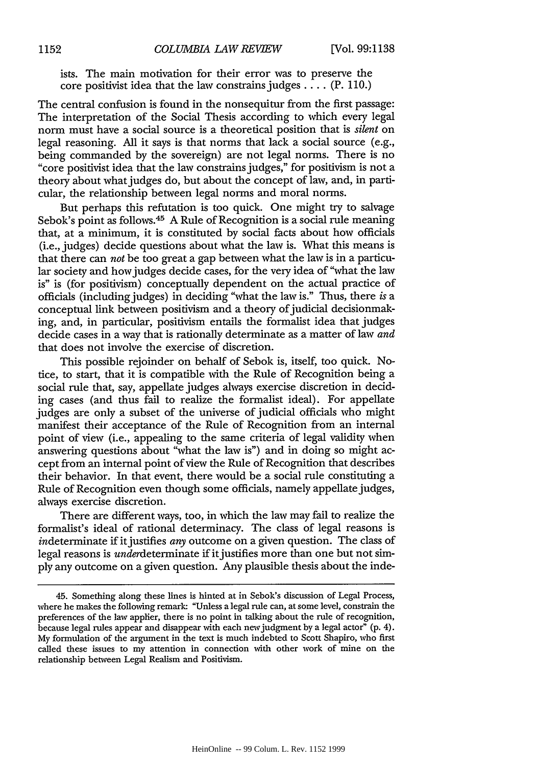ists. The main motivation for their error was to preserve the core positivist idea that the law constrains judges . . . . (P. 110.)

The central confusion is found in the nonsequitur from the first passage: The interpretation of the Social Thesis according to which every legal norm must have a social source is a theoretical position that is *silent* on legal reasoning. All it says is that norms that lack a social source (e.g., being commanded by the sovereign) are not legal norms. There is no "core positivist idea that the law constrains judges," for positivism is not a theory about what judges do, but about the concept of law, and, in particular, the relationship between legal norms and moral norms.

But perhaps this refutation is too quick. One might try to salvage Sebok's point as follows.[45] A Rule of Recognition is a social rule meaning that, at a minimum, it is constituted by social facts about how officials (i.e., judges) decide questions about what the law is. What this means is that there can *not* be too great a gap between what the law is in a particular society and how judges decide cases, for the very idea of "what the law is" is (for positivism) conceptually dependent on the actual practice of officials (including judges) in deciding "what the law is." Thus, there *is* a conceptual link between positivism and a theory of judicial decisionmaking, and, in particular, positivism entails the formalist idea that judges decide cases in a way that is rationally determinate as a matter of law *and* that does not involve the exercise of discretion.

This possible rejoinder on behalf of Sebok is, itself, too quick. Notice, to start, that it is compatible with the Rule of Recognition being a social rule that, say, appellate judges always exercise discretion in deciding cases (and thus fail to realize the formalist ideal). For appellate judges are only a subset of the universe of judicial officials who might manifest their acceptance of the Rule of Recognition from an internal point of view (i.e., appealing to the same criteria of legal validity when answering questions about "what the law is") and in doing so might accept from an internal point of view the Rule of Recognition that describes their behavior. In that event, there would be a social rule constituting a Rule of Recognition even though some officials, namely appellate judges, always exercise discretion.

There are different ways, too, in which the law may fail to realize the formalist's ideal of rational determinacy. The class of legal reasons is *in*determinate if it justifies *any* outcome on a given question. The class of legal reasons is *under*determinate if it justifies more than one but not simply any outcome on a given question. Any plausible thesis about the inde-

---

45. Something along these lines is hinted at in Sebok's discussion of Legal Process, where he makes the following remark: "Unless a legal rule can, at some level, constrain the preferences of the law applier, there is no point in talking about the rule of recognition, because legal rules appear and disappear with each new judgment by a legal actor" (p. 4). My formulation of the argument in the text is much indebted to Scott Shapiro, who first called these issues to my attention in connection with other work of mine on the relationship between Legal Realism and Positivism.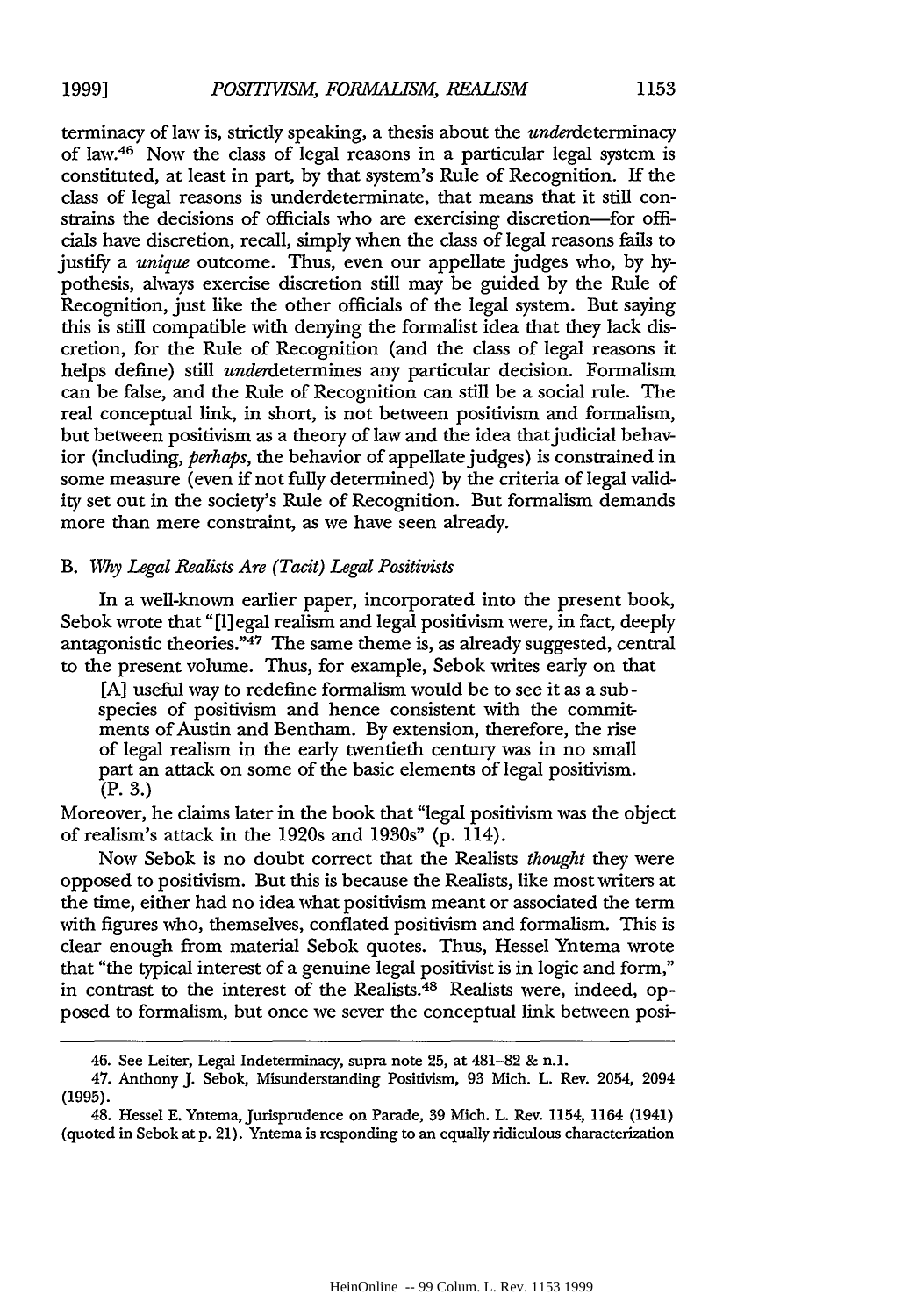terminacy of law is, strictly speaking, a thesis about the *under*determinacy of law.[46] Now the class of legal reasons in a particular legal system is constituted, at least in part, by that system's Rule of Recognition. If the class of legal reasons is underdeterminate, that means that it still constrains the decisions of officials who are exercising discretion—for officials have discretion, recall, simply when the class of legal reasons fails to justify a *unique* outcome. Thus, even our appellate judges who, by hypothesis, always exercise discretion still may be guided by the Rule of Recognition, just like the other officials of the legal system. But saying this is still compatible with denying the formalist idea that they lack discretion, for the Rule of Recognition (and the class of legal reasons it helps define) still *under*determines any particular decision. Formalism can be false, and the Rule of Recognition can still be a social rule. The real conceptual link, in short, is not between positivism and formalism, but between positivism as a theory of law and the idea that judicial behavior (including, *perhaps*, the behavior of appellate judges) is constrained in some measure (even if not fully determined) by the criteria of legal validity set out in the society's Rule of Recognition. But formalism demands more than mere constraint, as we have seen already.

### B. *Why Legal Realists Are (Tacit) Legal Positivists*

In a well-known earlier paper, incorporated into the present book, Sebok wrote that "[l]egal realism and legal positivism were, in fact, deeply antagonistic theories."[47] The same theme is, as already suggested, central to the present volume. Thus, for example, Sebok writes early on that

> [A] useful way to redefine formalism would be to see it as a subspecies of positivism and hence consistent with the commitments of Austin and Bentham. By extension, therefore, the rise of legal realism in the early twentieth century was in no small part an attack on some of the basic elements of legal positivism. (P. 3.)

Moreover, he claims later in the book that "legal positivism was the object of realism's attack in the 1920s and 1930s" (p. 114).

Now Sebok is no doubt correct that the Realists *thought* they were opposed to positivism. But this is because the Realists, like most writers at the time, either had no idea what positivism meant or associated the term with figures who, themselves, conflated positivism and formalism. This is clear enough from material Sebok quotes. Thus, Hessel Yntema wrote that "the typical interest of a genuine legal positivist is in logic and form," in contrast to the interest of the Realists.[48] Realists were, indeed, opposed to formalism, but once we sever the conceptual link between posi-

---

46. See Leiter, Legal Indeterminacy, supra note 25, at 481–82 & n.1.

47. Anthony J. Sebok, Misunderstanding Positivism, 93 Mich. L. Rev. 2054, 2094 (1995).

48. Hessel E. Yntema, Jurisprudence on Parade, 39 Mich. L. Rev. 1154, 1164 (1941) (quoted in Sebok at p. 21). Yntema is responding to an equally ridiculous characterization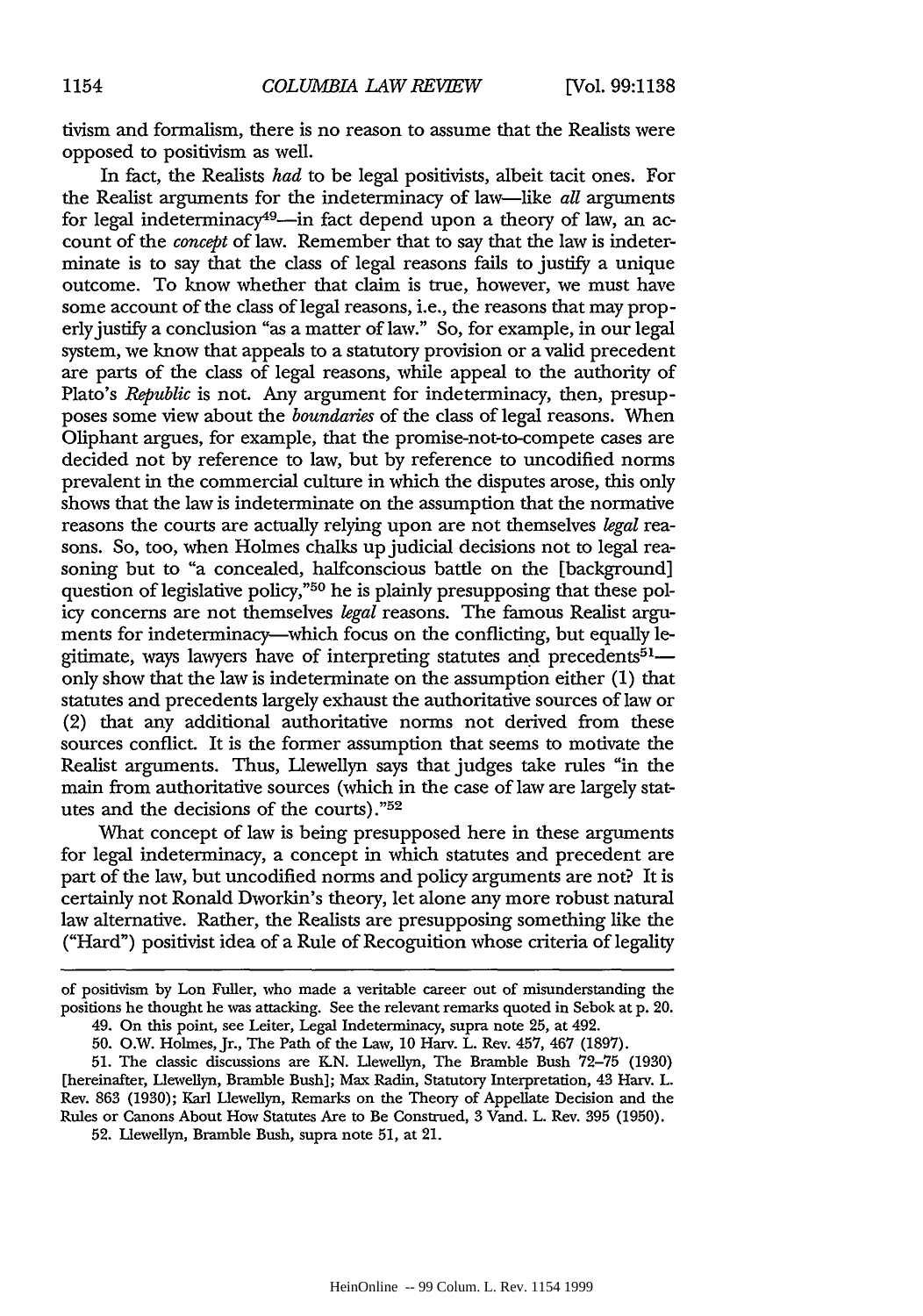tivism and formalism, there is no reason to assume that the Realists were opposed to positivism as well.

In fact, the Realists *had* to be legal positivists, albeit tacit ones. For the Realist arguments for the indeterminacy of law—like *all* arguments for legal indeterminacy[49]—in fact depend upon a theory of law, an account of the *concept* of law. Remember that to say that the law is indeterminate is to say that the class of legal reasons fails to justify a unique outcome. To know whether that claim is true, however, we must have some account of the class of legal reasons, i.e., the reasons that may properly justify a conclusion "as a matter of law." So, for example, in our legal system, we know that appeals to a statutory provision or a valid precedent are parts of the class of legal reasons, while appeal to the authority of Plato's *Republic* is not. Any argument for indeterminacy, then, presupposes some view about the *boundaries* of the class of legal reasons. When Oliphant argues, for example, that the promise-not-to-compete cases are decided not by reference to law, but by reference to uncodified norms prevalent in the commercial culture in which the disputes arose, this only shows that the law is indeterminate on the assumption that the normative reasons the courts are actually relying upon are not themselves *legal* reasons. So, too, when Holmes chalks up judicial decisions not to legal reasoning but to "a concealed, halfconscious battle on the [background] question of legislative policy,"[50] he is plainly presupposing that these policy concerns are not themselves *legal* reasons. The famous Realist arguments for indeterminacy—which focus on the conflicting, but equally legitimate, ways lawyers have of interpreting statutes and precedents[51]—only show that the law is indeterminate on the assumption either (1) that statutes and precedents largely exhaust the authoritative sources of law or (2) that any additional authoritative norms not derived from these sources conflict. It is the former assumption that seems to motivate the Realist arguments. Thus, Llewellyn says that judges take rules "in the main from authoritative sources (which in the case of law are largely statutes and the decisions of the courts)."[52]

What concept of law is being presupposed here in these arguments for legal indeterminacy, a concept in which statutes and precedent are part of the law, but uncodified norms and policy arguments are not? It is certainly not Ronald Dworkin's theory, let alone any more robust natural law alternative. Rather, the Realists are presupposing something like the ("Hard") positivist idea of a Rule of Recognition whose criteria of legality

---

of positivism by Lon Fuller, who made a veritable career out of misunderstanding the positions he thought he was attacking. See the relevant remarks quoted in Sebok at p. 20.

49. On this point, see Leiter, Legal Indeterminacy, supra note 25, at 492.

50. O.W. Holmes, Jr., The Path of the Law, 10 Harv. L. Rev. 457, 467 (1897).

51. The classic discussions are K.N. Llewellyn, The Bramble Bush 72–75 (1930) [hereinafter, Llewellyn, Bramble Bush]; Max Radin, Statutory Interpretation, 43 Harv. L. Rev. 863 (1930); Karl Llewellyn, Remarks on the Theory of Appellate Decision and the Rules or Canons About How Statutes Are to Be Construed, 3 Vand. L. Rev. 395 (1950).

52. Llewellyn, Bramble Bush, supra note 51, at 21.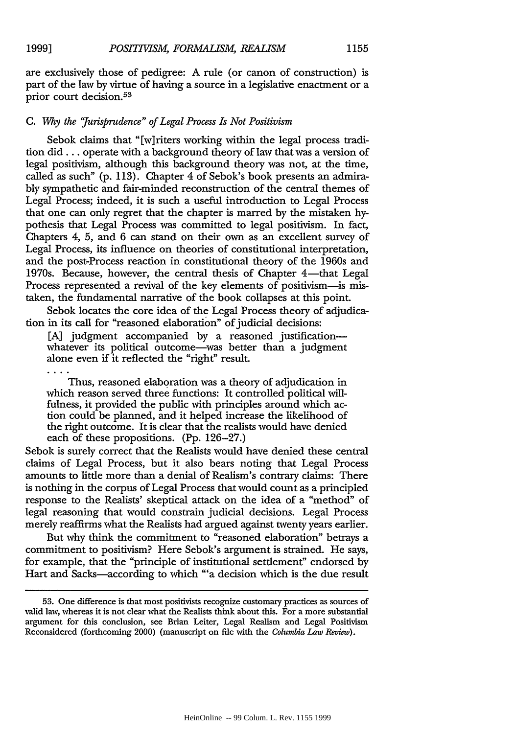are exclusively those of pedigree: A rule (or canon of construction) is part of the law by virtue of having a source in a legislative enactment or a prior court decision.[53]

### C. *Why the "Jurisprudence" of Legal Process Is Not Positivism*

Sebok claims that "[w]riters working within the legal process tradition did . . . operate with a background theory of law that was a version of legal positivism, although this background theory was not, at the time, called as such" (p. 113). Chapter 4 of Sebok's book presents an admirably sympathetic and fair-minded reconstruction of the central themes of Legal Process; indeed, it is such a useful introduction to Legal Process that one can only regret that the chapter is marred by the mistaken hypothesis that Legal Process was committed to legal positivism. In fact, Chapters 4, 5, and 6 can stand on their own as an excellent survey of Legal Process, its influence on theories of constitutional interpretation, and the post-Process reaction in constitutional theory of the 1960s and 1970s. Because, however, the central thesis of Chapter 4—that Legal Process represented a revival of the key elements of positivism—is mistaken, the fundamental narrative of the book collapses at this point.

Sebok locates the core idea of the Legal Process theory of adjudication in its call for "reasoned elaboration" of judicial decisions:

> [A] judgment accompanied by a reasoned justification—whatever its political outcome—was better than a judgment alone even if it reflected the "right" result.
>
> . . . .
>
> Thus, reasoned elaboration was a theory of adjudication in which reason served three functions: It controlled political willfulness, it provided the public with principles around which action could be planned, and it helped increase the likelihood of the right outcome. It is clear that the realists would have denied each of these propositions. (Pp. 126–27.)

Sebok is surely correct that the Realists would have denied these central claims of Legal Process, but it also bears noting that Legal Process amounts to little more than a denial of Realism's contrary claims: There is nothing in the corpus of Legal Process that would count as a principled response to the Realists' skeptical attack on the idea of a "method" of legal reasoning that would constrain judicial decisions. Legal Process merely reaffirms what the Realists had argued against twenty years earlier.

But why think the commitment to "reasoned elaboration" betrays a commitment to positivism? Here Sebok's argument is strained. He says, for example, that the "principle of institutional settlement" endorsed by Hart and Sacks—according to which "'a decision which is the due result

---

53. One difference is that most positivists recognize customary practices as sources of valid law, whereas it is not clear what the Realists think about this. For a more substantial argument for this conclusion, see Brian Leiter, Legal Realism and Legal Positivism Reconsidered (forthcoming 2000) (manuscript on file with the *Columbia Law Review*).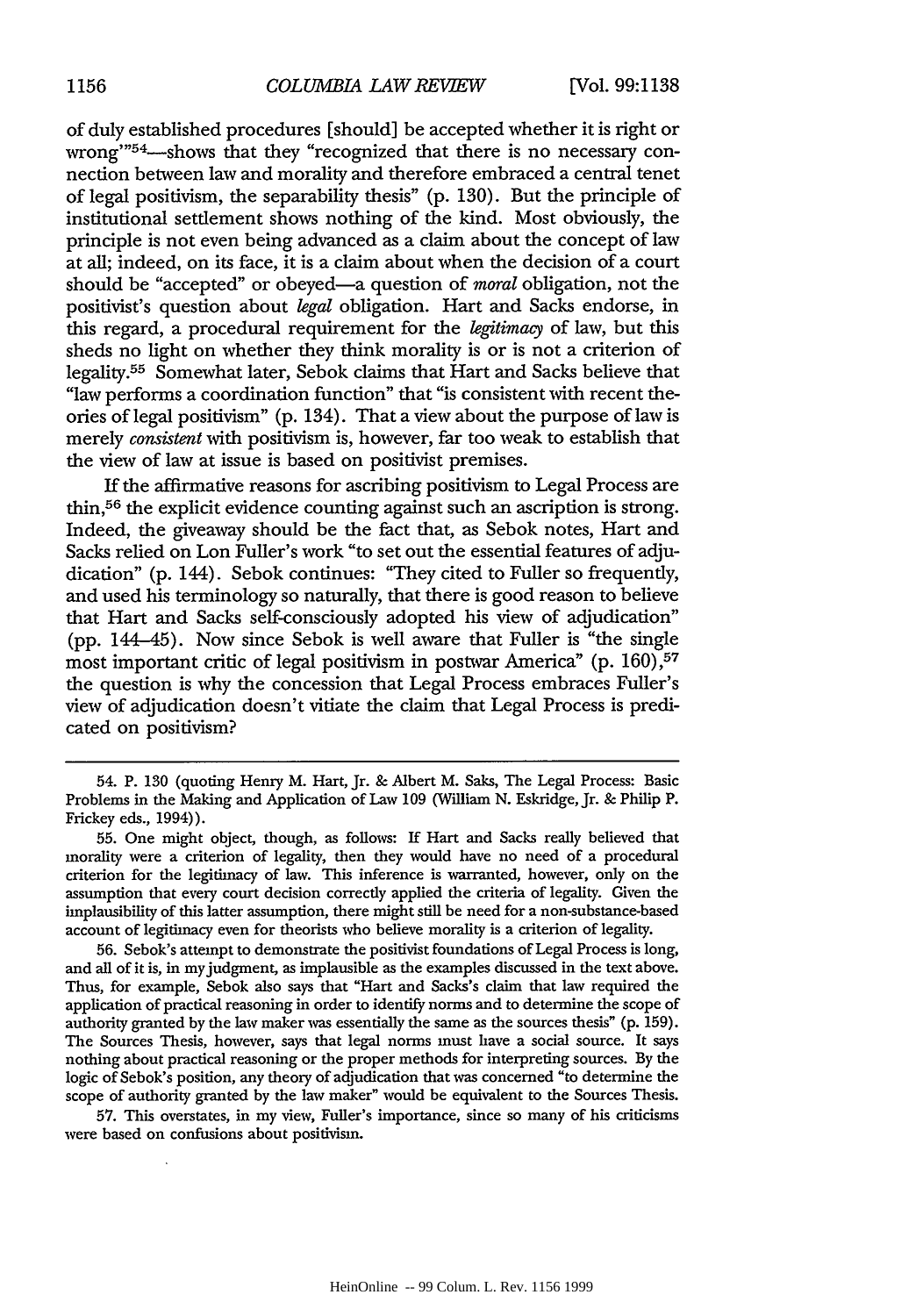of duly established procedures [should] be accepted whether it is right or wrong'"[54]—shows that they "recognized that there is no necessary connection between law and morality and therefore embraced a central tenet of legal positivism, the separability thesis" (p. 130). But the principle of institutional settlement shows nothing of the kind. Most obviously, the principle is not even being advanced as a claim about the concept of law at all; indeed, on its face, it is a claim about when the decision of a court should be "accepted" or obeyed—a question of *moral* obligation, not the positivist's question about *legal* obligation. Hart and Sacks endorse, in this regard, a procedural requirement for the *legitimacy* of law, but this sheds no light on whether they think morality is or is not a criterion of legality.[55] Somewhat later, Sebok claims that Hart and Sacks believe that "law performs a coordination function" that "is consistent with recent theories of legal positivism" (p. 134). That a view about the purpose of law is merely *consistent* with positivism is, however, far too weak to establish that the view of law at issue is based on positivist premises.

If the affirmative reasons for ascribing positivism to Legal Process are thin,[56] the explicit evidence counting against such an ascription is strong. Indeed, the giveaway should be the fact that, as Sebok notes, Hart and Sacks relied on Lon Fuller's work "to set out the essential features of adjudication" (p. 144). Sebok continues: "They cited to Fuller so frequently, and used his terminology so naturally, that there is good reason to believe that Hart and Sacks self-consciously adopted his view of adjudication" (pp. 144–45). Now since Sebok is well aware that Fuller is "the single most important critic of legal positivism in postwar America" (p. 160),[57] the question is why the concession that Legal Process embraces Fuller's view of adjudication doesn't vitiate the claim that Legal Process is predicated on positivism?

---

54. P. 130 (quoting Henry M. Hart, Jr. & Albert M. Saks, The Legal Process: Basic Problems in the Making and Application of Law 109 (William N. Eskridge, Jr. & Philip P. Frickey eds., 1994)).

55. One might object, though, as follows: If Hart and Sacks really believed that morality were a criterion of legality, then they would have no need of a procedural criterion for the legitimacy of law. This inference is warranted, however, only on the assumption that every court decision correctly applied the criteria of legality. Given the implausibility of this latter assumption, there might still be need for a non-substance-based account of legitimacy even for theorists who believe morality is a criterion of legality.

56. Sebok's attempt to demonstrate the positivist foundations of Legal Process is long, and all of it is, in my judgment, as implausible as the examples discussed in the text above. Thus, for example, Sebok also says that "Hart and Sacks's claim that law required the application of practical reasoning in order to identify norms and to determine the scope of authority granted by the law maker was essentially the same as the sources thesis" (p. 159). The Sources Thesis, however, says that legal norms must have a social source. It says nothing about practical reasoning or the proper methods for interpreting sources. By the logic of Sebok's position, any theory of adjudication that was concerned "to determine the scope of authority granted by the law maker" would be equivalent to the Sources Thesis.

57. This overstates, in my view, Fuller's importance, since so many of his criticisms were based on confusions about positivism.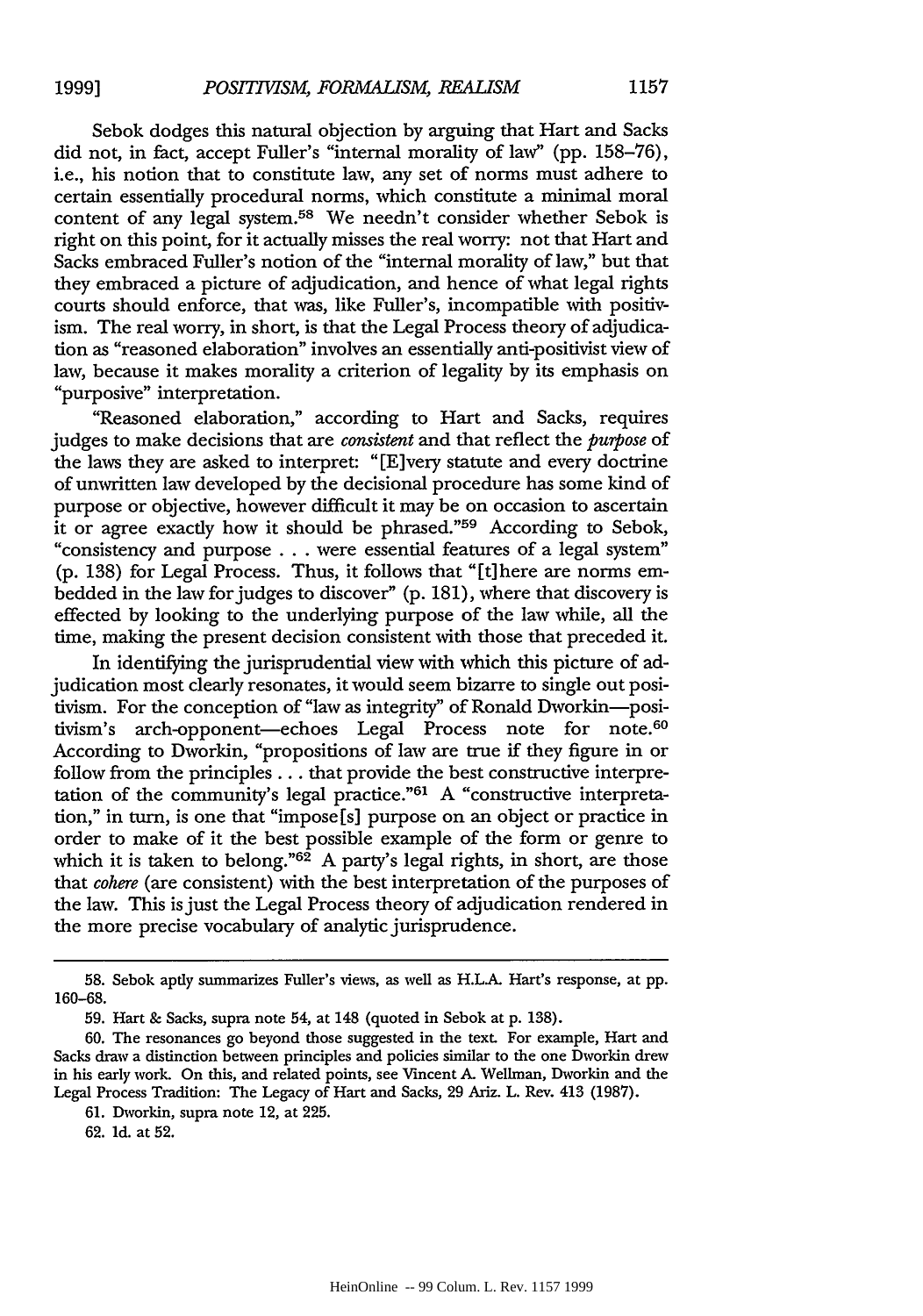Sebok dodges this natural objection by arguing that Hart and Sacks did not, in fact, accept Fuller's "internal morality of law" (pp. 158–76), i.e., his notion that to constitute law, any set of norms must adhere to certain essentially procedural norms, which constitute a minimal moral content of any legal system.[58] We needn't consider whether Sebok is right on this point, for it actually misses the real worry: not that Hart and Sacks embraced Fuller's notion of the "internal morality of law," but that they embraced a picture of adjudication, and hence of what legal rights courts should enforce, that was, like Fuller's, incompatible with positivism. The real worry, in short, is that the Legal Process theory of adjudication as "reasoned elaboration" involves an essentially anti-positivist view of law, because it makes morality a criterion of legality by its emphasis on "purposive" interpretation.

"Reasoned elaboration," according to Hart and Sacks, requires judges to make decisions that are *consistent* and that reflect the *purpose* of the laws they are asked to interpret: "[E]very statute and every doctrine of unwritten law developed by the decisional procedure has some kind of purpose or objective, however difficult it may be on occasion to ascertain it or agree exactly how it should be phrased."[59] According to Sebok, "consistency and purpose . . . were essential features of a legal system" (p. 138) for Legal Process. Thus, it follows that "[t]here are norms embedded in the law for judges to discover" (p. 181), where that discovery is effected by looking to the underlying purpose of the law while, all the time, making the present decision consistent with those that preceded it.

In identifying the jurisprudential view with which this picture of adjudication most clearly resonates, it would seem bizarre to single out positivism. For the conception of "law as integrity" of Ronald Dworkin—positivism's arch-opponent—echoes Legal Process note for note.[60] According to Dworkin, "propositions of law are true if they figure in or follow from the principles . . . that provide the best constructive interpretation of the community's legal practice."[61] A "constructive interpretation," in turn, is one that "impose[s] purpose on an object or practice in order to make of it the best possible example of the form or genre to which it is taken to belong."[62] A party's legal rights, in short, are those that *cohere* (are consistent) with the best interpretation of the purposes of the law. This is just the Legal Process theory of adjudication rendered in the more precise vocabulary of analytic jurisprudence.

---

58. Sebok aptly summarizes Fuller's views, as well as H.L.A. Hart's response, at pp. 160–68.

59. Hart & Sacks, supra note 54, at 148 (quoted in Sebok at p. 138).

60. The resonances go beyond those suggested in the text. For example, Hart and Sacks draw a distinction between principles and policies similar to the one Dworkin drew in his early work. On this, and related points, see Vincent A. Wellman, Dworkin and the Legal Process Tradition: The Legacy of Hart and Sacks, 29 Ariz. L. Rev. 413 (1987).

61. Dworkin, supra note 12, at 225.

62. Id. at 52.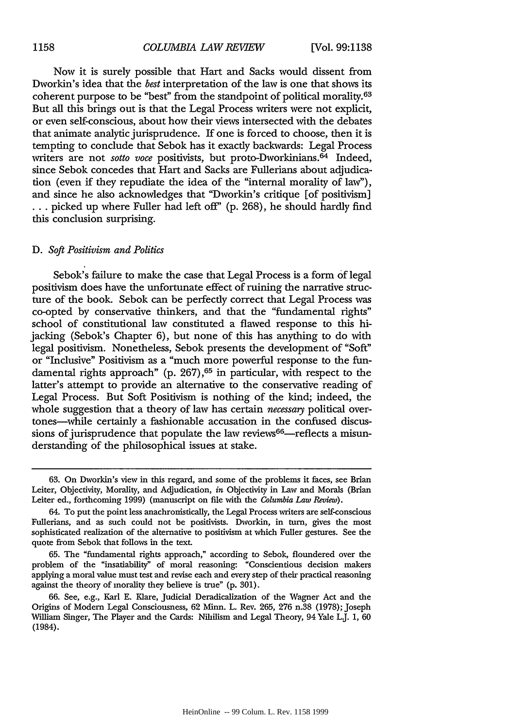Now it is surely possible that Hart and Sacks would dissent from Dworkin's idea that the *best* interpretation of the law is one that shows its coherent purpose to be "best" from the standpoint of political morality.[63] But all this brings out is that the Legal Process writers were not explicit, or even self-conscious, about how their views intersected with the debates that animate analytic jurisprudence. If one is forced to choose, then it is tempting to conclude that Sebok has it exactly backwards: Legal Process writers are not *sotto voce* positivists, but proto-Dworkinians.[64] Indeed, since Sebok concedes that Hart and Sacks are Fullerians about adjudication (even if they repudiate the idea of the "internal morality of law"), and since he also acknowledges that "Dworkin's critique [of positivism] . . . picked up where Fuller had left off" (p. 268), he should hardly find this conclusion surprising.

### D. *Soft Positivism and Politics*

Sebok's failure to make the case that Legal Process is a form of legal positivism does have the unfortunate effect of ruining the narrative structure of the book. Sebok can be perfectly correct that Legal Process was co-opted by conservative thinkers, and that the "fundamental rights" school of constitutional law constituted a flawed response to this hijacking (Sebok's Chapter 6), but none of this has anything to do with legal positivism. Nonetheless, Sebok presents the development of "Soft" or "Inclusive" Positivism as a "much more powerful response to the fundamental rights approach" (p. 267),[65] in particular, with respect to the latter's attempt to provide an alternative to the conservative reading of Legal Process. But Soft Positivism is nothing of the kind; indeed, the whole suggestion that a theory of law has certain *necessary* political overtones—while certainly a fashionable accusation in the confused discussions of jurisprudence that populate the law reviews[66]—reflects a misunderstanding of the philosophical issues at stake.

---

63. On Dworkin's view in this regard, and some of the problems it faces, see Brian Leiter, Objectivity, Morality, and Adjudication, *in* Objectivity in Law and Morals (Brian Leiter ed., forthcoming 1999) (manuscript on file with the *Columbia Law Review*).

64. To put the point less anachronistically, the Legal Process writers are self-conscious Fullerians, and as such could not be positivists. Dworkin, in turn, gives the most sophisticated realization of the alternative to positivism at which Fuller gestures. See the quote from Sebok that follows in the text.

65. The "fundamental rights approach," according to Sebok, floundered over the problem of the "insatiability" of moral reasoning: "Conscientious decision makers applying a moral value must test and revise each and every step of their practical reasoning against the theory of morality they believe is true" (p. 301).

66. See, e.g., Karl E. Klare, Judicial Deradicalization of the Wagner Act and the Origins of Modern Legal Consciousness, 62 Minn. L. Rev. 265, 276 n.38 (1978); Joseph William Singer, The Player and the Cards: Nihilism and Legal Theory, 94 Yale L.J. 1, 60 (1984).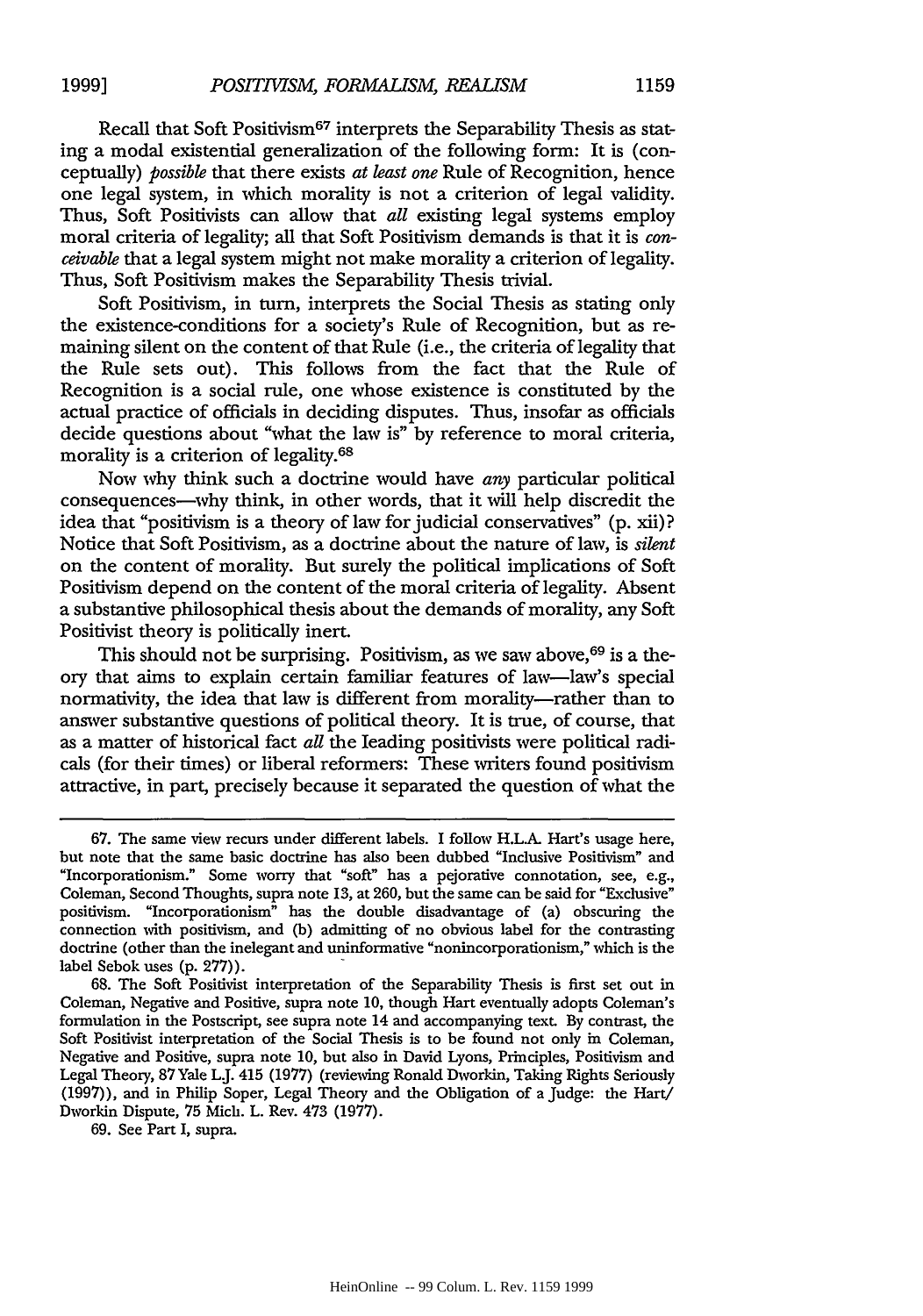Recall that Soft Positivism[67] interprets the Separability Thesis as stating a modal existential generalization of the following form: It is (conceptually) *possible* that there exists *at least one* Rule of Recognition, hence one legal system, in which morality is not a criterion of legal validity. Thus, Soft Positivists can allow that *all* existing legal systems employ moral criteria of legality; all that Soft Positivism demands is that it is *conceivable* that a legal system might not make morality a criterion of legality. Thus, Soft Positivism makes the Separability Thesis trivial.

Soft Positivism, in turn, interprets the Social Thesis as stating only the existence-conditions for a society's Rule of Recognition, but as remaining silent on the content of that Rule (i.e., the criteria of legality that the Rule sets out). This follows from the fact that the Rule of Recognition is a social rule, one whose existence is constituted by the actual practice of officials in deciding disputes. Thus, insofar as officials decide questions about "what the law is" by reference to moral criteria, morality is a criterion of legality.[68]

Now why think such a doctrine would have *any* particular political consequences—why think, in other words, that it will help discredit the idea that "positivism is a theory of law for judicial conservatives" (p. xii)? Notice that Soft Positivism, as a doctrine about the nature of law, is *silent* on the content of morality. But surely the political implications of Soft Positivism depend on the content of the moral criteria of legality. Absent a substantive philosophical thesis about the demands of morality, any Soft Positivist theory is politically inert.

This should not be surprising. Positivism, as we saw above,[69] is a theory that aims to explain certain familiar features of law—law's special normativity, the idea that law is different from morality—rather than to answer substantive questions of political theory. It is true, of course, that as a matter of historical fact *all* the leading positivists were political radicals (for their times) or liberal reformers: These writers found positivism attractive, in part, precisely because it separated the question of what the

---

67. The same view recurs under different labels. I follow H.L.A. Hart's usage here, but note that the same basic doctrine has also been dubbed "Inclusive Positivism" and "Incorporationism." Some worry that "soft" has a pejorative connotation, see, e.g., Coleman, Second Thoughts, supra note 13, at 260, but the same can be said for "Exclusive" positivism. "Incorporationism" has the double disadvantage of (a) obscuring the connection with positivism, and (b) admitting of no obvious label for the contrasting doctrine (other than the inelegant and uninformative "nonincorporationism," which is the label Sebok uses (p. 277)).

68. The Soft Positivist interpretation of the Separability Thesis is first set out in Coleman, Negative and Positive, supra note 10, though Hart eventually adopts Coleman's formulation in the Postscript, see supra note 14 and accompanying text. By contrast, the Soft Positivist interpretation of the Social Thesis is to be found not only in Coleman, Negative and Positive, supra note 10, but also in David Lyons, Principles, Positivism and Legal Theory, 87 Yale L.J. 415 (1977) (reviewing Ronald Dworkin, Taking Rights Seriously (1997)), and in Philip Soper, Legal Theory and the Obligation of a Judge: the Hart/Dworkin Dispute, 75 Mich. L. Rev. 473 (1977).

69. See Part I, supra.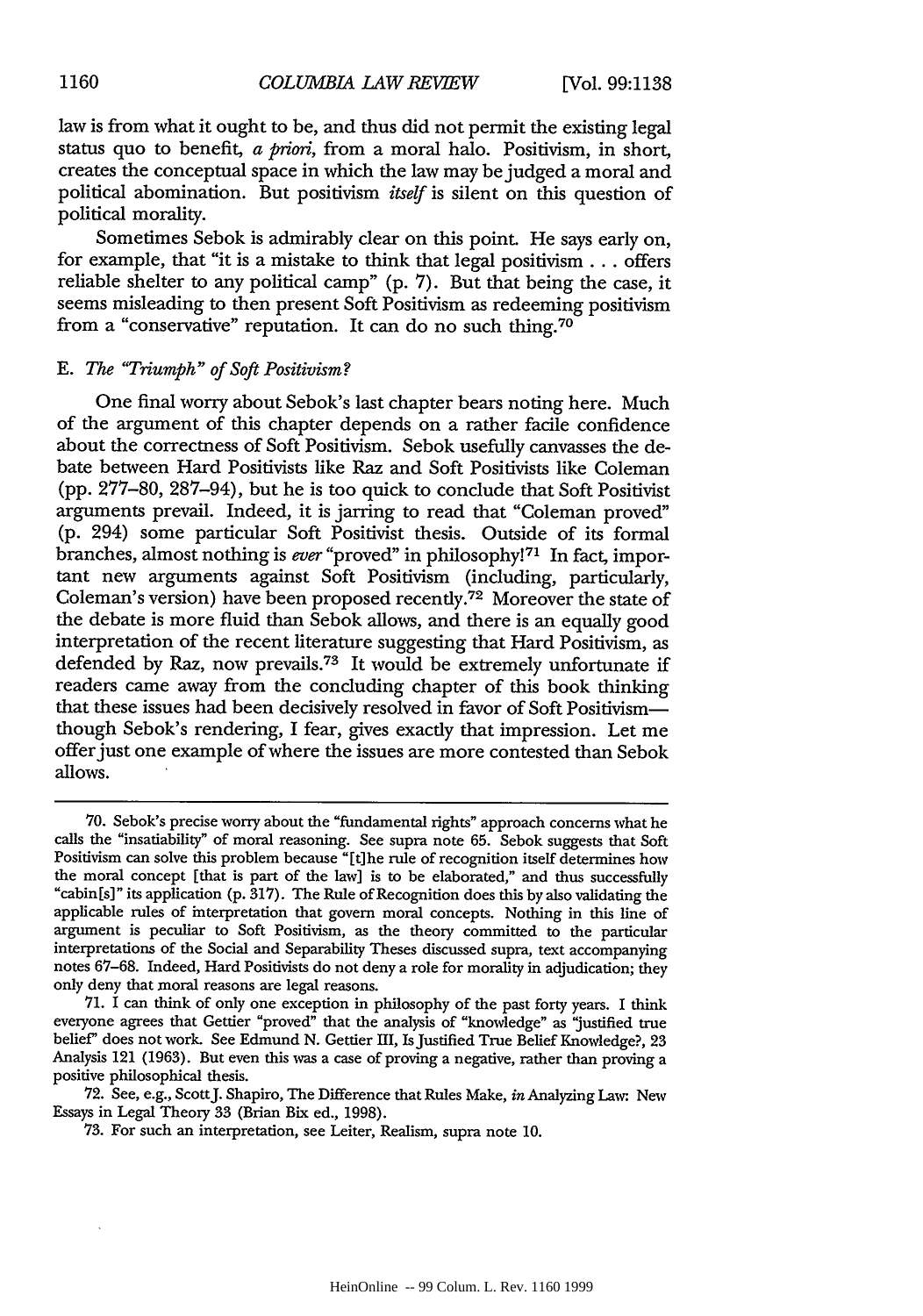law is from what it ought to be, and thus did not permit the existing legal status quo to benefit, *a priori*, from a moral halo. Positivism, in short, creates the conceptual space in which the law may be judged a moral and political abomination. But positivism *itself* is silent on this question of political morality.

Sometimes Sebok is admirably clear on this point. He says early on, for example, that "it is a mistake to think that legal positivism . . . offers reliable shelter to any political camp" (p. 7). But that being the case, it seems misleading to then present Soft Positivism as redeeming positivism from a "conservative" reputation. It can do no such thing.[70]

### E. *The "Triumph" of Soft Positivism?*

One final worry about Sebok's last chapter bears noting here. Much of the argument of this chapter depends on a rather facile confidence about the correctness of Soft Positivism. Sebok usefully canvasses the debate between Hard Positivists like Raz and Soft Positivists like Coleman (pp. 277–80, 287–94), but he is too quick to conclude that Soft Positivist arguments prevail. Indeed, it is jarring to read that "Coleman proved" (p. 294) some particular Soft Positivist thesis. Outside of its formal branches, almost nothing is *ever* "proved" in philosophy![71] In fact, important new arguments against Soft Positivism (including, particularly, Coleman's version) have been proposed recently.[72] Moreover the state of the debate is more fluid than Sebok allows, and there is an equally good interpretation of the recent literature suggesting that Hard Positivism, as defended by Raz, now prevails.[73] It would be extremely unfortunate if readers came away from the concluding chapter of this book thinking that these issues had been decisively resolved in favor of Soft Positivism—though Sebok's rendering, I fear, gives exactly that impression. Let me offer just one example of where the issues are more contested than Sebok allows.

---

70. Sebok's precise worry about the "fundamental rights" approach concerns what he calls the "insatiability" of moral reasoning. See supra note 65. Sebok suggests that Soft Positivism can solve this problem because "[t]he rule of recognition itself determines how the moral concept [that is part of the law] is to be elaborated," and thus successfully "cabin[s]" its application (p. 317). The Rule of Recognition does this by also validating the applicable rules of interpretation that govern moral concepts. Nothing in this line of argument is peculiar to Soft Positivism, as the theory committed to the particular interpretations of the Social and Separability Theses discussed supra, text accompanying notes 67–68. Indeed, Hard Positivists do not deny a role for morality in adjudication; they only deny that moral reasons are legal reasons.

71. I can think of only one exception in philosophy of the past forty years. I think everyone agrees that Gettier "proved" that the analysis of "knowledge" as "justified true belief" does not work. See Edmund N. Gettier III, Is Justified True Belief Knowledge?, 23 Analysis 121 (1963). But even this was a case of proving a negative, rather than proving a positive philosophical thesis.

72. See, e.g., Scott J. Shapiro, The Difference that Rules Make, *in* Analyzing Law: New Essays in Legal Theory 33 (Brian Bix ed., 1998).

73. For such an interpretation, see Leiter, Realism, supra note 10.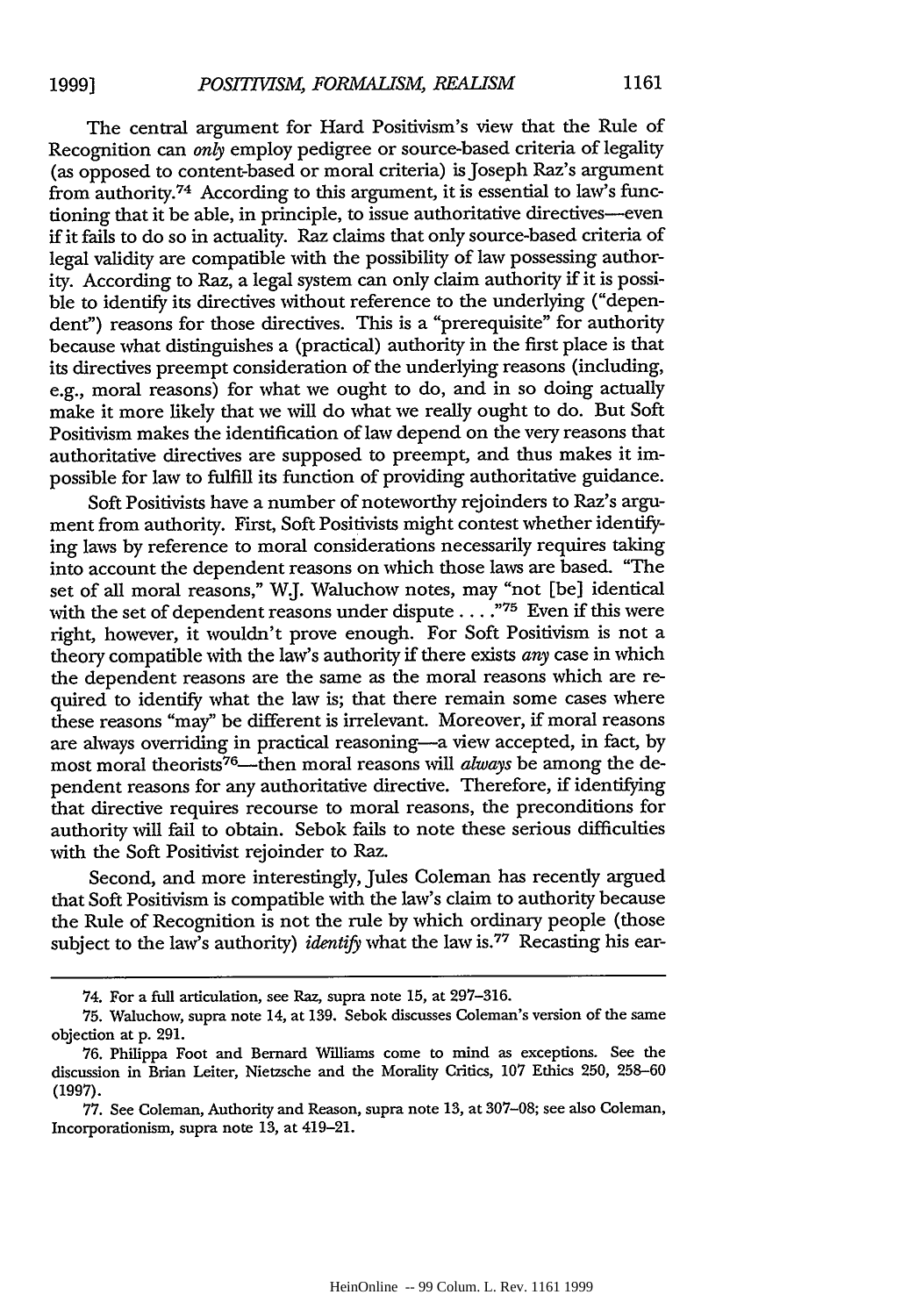The central argument for Hard Positivism's view that the Rule of Recognition can *only* employ pedigree or source-based criteria of legality (as opposed to content-based or moral criteria) is Joseph Raz's argument from authority.[74] According to this argument, it is essential to law's functioning that it be able, in principle, to issue authoritative directives—even if it fails to do so in actuality. Raz claims that only source-based criteria of legal validity are compatible with the possibility of law possessing authority. According to Raz, a legal system can only claim authority if it is possible to identify its directives without reference to the underlying ("dependent") reasons for those directives. This is a "prerequisite" for authority because what distinguishes a (practical) authority in the first place is that its directives preempt consideration of the underlying reasons (including, e.g., moral reasons) for what we ought to do, and in so doing actually make it more likely that we will do what we really ought to do. But Soft Positivism makes the identification of law depend on the very reasons that authoritative directives are supposed to preempt, and thus makes it impossible for law to fulfill its function of providing authoritative guidance.

Soft Positivists have a number of noteworthy rejoinders to Raz's argument from authority. First, Soft Positivists might contest whether identifying laws by reference to moral considerations necessarily requires taking into account the dependent reasons on which those laws are based. "The set of all moral reasons," W.J. Waluchow notes, may "not [be] identical with the set of dependent reasons under dispute . . . ."[75] Even if this were right, however, it wouldn't prove enough. For Soft Positivism is not a theory compatible with the law's authority if there exists *any* case in which the dependent reasons are the same as the moral reasons which are required to identify what the law is; that there remain some cases where these reasons "may" be different is irrelevant. Moreover, if moral reasons are always overriding in practical reasoning—a view accepted, in fact, by most moral theorists[76]—then moral reasons will *always* be among the dependent reasons for any authoritative directive. Therefore, if identifying that directive requires recourse to moral reasons, the preconditions for authority will fail to obtain. Sebok fails to note these serious difficulties with the Soft Positivist rejoinder to Raz.

Second, and more interestingly, Jules Coleman has recently argued that Soft Positivism is compatible with the law's claim to authority because the Rule of Recognition is not the rule by which ordinary people (those subject to the law's authority) *identify* what the law is.[77] Recasting his ear-

---

74. For a full articulation, see Raz, supra note 15, at 297–316.

75. Waluchow, supra note 14, at 139. Sebok discusses Coleman's version of the same objection at p. 291.

76. Philippa Foot and Bernard Williams come to mind as exceptions. See the discussion in Brian Leiter, Nietzsche and the Morality Critics, 107 Ethics 250, 258–60 (1997).

77. See Coleman, Authority and Reason, supra note 13, at 307–08; see also Coleman, Incorporationism, supra note 13, at 419–21.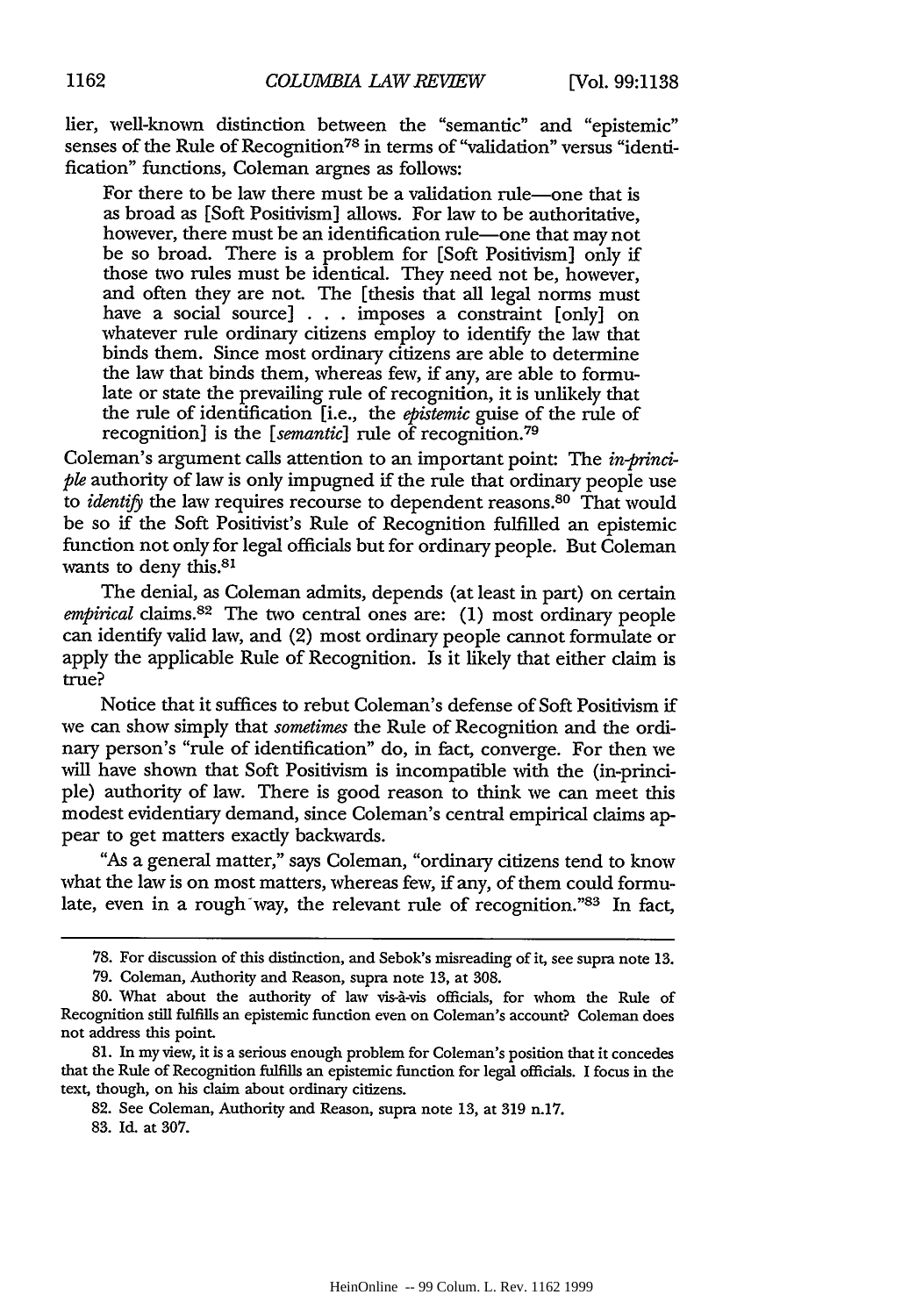lier, well-known distinction between the "semantic" and "epistemic" senses of the Rule of Recognition[78] in terms of "validation" versus "identification" functions, Coleman argues as follows:

> For there to be law there must be a validation rule—one that is as broad as [Soft Positivism] allows. For law to be authoritative, however, there must be an identification rule—one that may not be so broad. There is a problem for [Soft Positivism] only if those two rules must be identical. They need not be, however, and often they are not. The [thesis that all legal norms must have a social source] . . . imposes a constraint [only] on whatever rule ordinary citizens employ to identify the law that binds them. Since most ordinary citizens are able to determine the law that binds them, whereas few, if any, are able to formulate or state the prevailing rule of recognition, it is unlikely that the rule of identification [i.e., the *epistemic* guise of the rule of recognition] is the [*semantic*] rule of recognition.[79]

Coleman's argument calls attention to an important point: The *in-principle* authority of law is only impugned if the rule that ordinary people use to *identify* the law requires recourse to dependent reasons.[80] That would be so if the Soft Positivist's Rule of Recognition fulfilled an epistemic function not only for legal officials but for ordinary people. But Coleman wants to deny this.[81]

The denial, as Coleman admits, depends (at least in part) on certain *empirical* claims.[82] The two central ones are: (1) most ordinary people can identify valid law, and (2) most ordinary people cannot formulate or apply the applicable Rule of Recognition. Is it likely that either claim is true?

Notice that it suffices to rebut Coleman's defense of Soft Positivism if we can show simply that *sometimes* the Rule of Recognition and the ordinary person's "rule of identification" do, in fact, converge. For then we will have shown that Soft Positivism is incompatible with the (in-principle) authority of law. There is good reason to think we can meet this modest evidentiary demand, since Coleman's central empirical claims appear to get matters exactly backwards.

"As a general matter," says Coleman, "ordinary citizens tend to know what the law is on most matters, whereas few, if any, of them could formulate, even in a rough way, the relevant rule of recognition."[83] In fact,

---

78. For discussion of this distinction, and Sebok's misreading of it, see supra note 13.

79. Coleman, Authority and Reason, supra note 13, at 308.

80. What about the authority of law vis-à-vis officials, for whom the Rule of Recognition still fulfills an epistemic function even on Coleman's account? Coleman does not address this point.

81. In my view, it is a serious enough problem for Coleman's position that it concedes that the Rule of Recognition fulfills an epistemic function for legal officials. I focus in the text, though, on his claim about ordinary citizens.

82. See Coleman, Authority and Reason, supra note 13, at 319 n.17.

83. Id. at 307.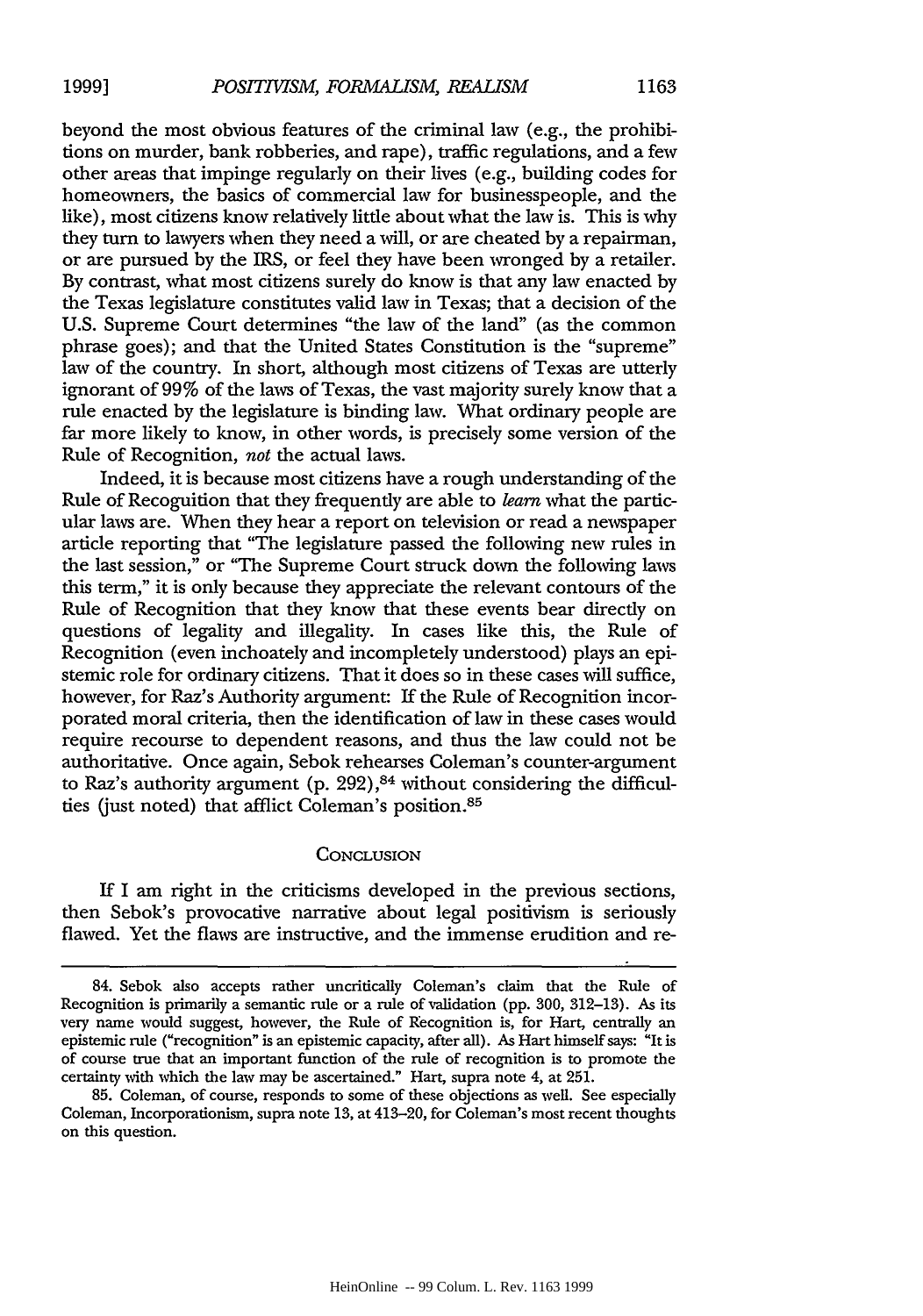beyond the most obvious features of the criminal law (e.g., the prohibitions on murder, bank robberies, and rape), traffic regulations, and a few other areas that impinge regularly on their lives (e.g., building codes for homeowners, the basics of commercial law for businesspeople, and the like), most citizens know relatively little about what the law is. This is why they turn to lawyers when they need a will, or are cheated by a repairman, or are pursued by the IRS, or feel they have been wronged by a retailer. By contrast, what most citizens surely do know is that any law enacted by the Texas legislature constitutes valid law in Texas; that a decision of the U.S. Supreme Court determines "the law of the land" (as the common phrase goes); and that the United States Constitution is the "supreme" law of the country. In short, although most citizens of Texas are utterly ignorant of 99% of the laws of Texas, the vast majority surely know that a rule enacted by the legislature is binding law. What ordinary people are far more likely to know, in other words, is precisely some version of the Rule of Recognition, *not* the actual laws.

Indeed, it is because most citizens have a rough understanding of the Rule of Recoguition that they frequently are able to *learn* what the particular laws are. When they hear a report on television or read a newspaper article reporting that "The legislature passed the following new rules in the last session," or "The Supreme Court struck down the following laws this term," it is only because they appreciate the relevant contours of the Rule of Recognition that they know that these events bear directly on questions of legality and illegality. In cases like this, the Rule of Recognition (even inchoately and incompletely understood) plays an epistemic role for ordinary citizens. That it does so in these cases will suffice, however, for Raz's Authority argument: If the Rule of Recognition incorporated moral criteria, then the identification of law in these cases would require recourse to dependent reasons, and thus the law could not be authoritative. Once again, Sebok rehearses Coleman's counter-argument to Raz's authority argument (p. 292),[84] without considering the difficulties (just noted) that afflict Coleman's position.[85]

## CONCLUSION

If I am right in the criticisms developed in the previous sections, then Sebok's provocative narrative about legal positivism is seriously flawed. Yet the flaws are instructive, and the immense erudition and re-

---

84. Sebok also accepts rather uncritically Coleman's claim that the Rule of Recognition is primarily a semantic rule or a rule of validation (pp. 300, 312–13). As its very name would suggest, however, the Rule of Recognition is, for Hart, centrally an epistemic rule ("recognition" is an epistemic capacity, after all). As Hart himself says: "It is of course true that an important function of the rule of recognition is to promote the certainty with which the law may be ascertained." Hart, supra note 4, at 251.

85. Coleman, of course, responds to some of these objections as well. See especially Coleman, Incorporationism, supra note 13, at 413–20, for Coleman's most recent thoughts on this question.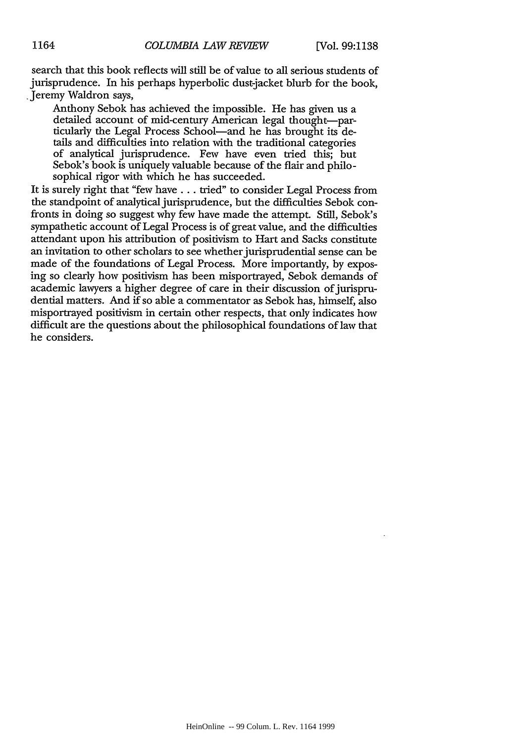search that this book reflects will still be of value to all serious students of jurisprudence. In his perhaps hyperbolic dust-jacket blurb for the book, Jeremy Waldron says,

> Anthony Sebok has achieved the impossible. He has given us a detailed account of mid-century American legal thought—particularly the Legal Process School—and he has brought its details and difficulties into relation with the traditional categories of analytical jurisprudence. Few have even tried this; but Sebok's book is uniquely valuable because of the flair and philosophical rigor with which he has succeeded.

It is surely right that "few have . . . tried" to consider Legal Process from the standpoint of analytical jurisprudence, but the difficulties Sebok confronts in doing so suggest why few have made the attempt. Still, Sebok's sympathetic account of Legal Process is of great value, and the difficulties attendant upon his attribution of positivism to Hart and Sacks constitute an invitation to other scholars to see whether jurisprudential sense can be made of the foundations of Legal Process. More importantly, by exposing so clearly how positivism has been misportrayed, Sebok demands of academic lawyers a higher degree of care in their discussion of jurisprudential matters. And if so able a commentator as Sebok has, himself, also misportrayed positivism in certain other respects, that only indicates how difficult are the questions about the philosophical foundations of law that he considers.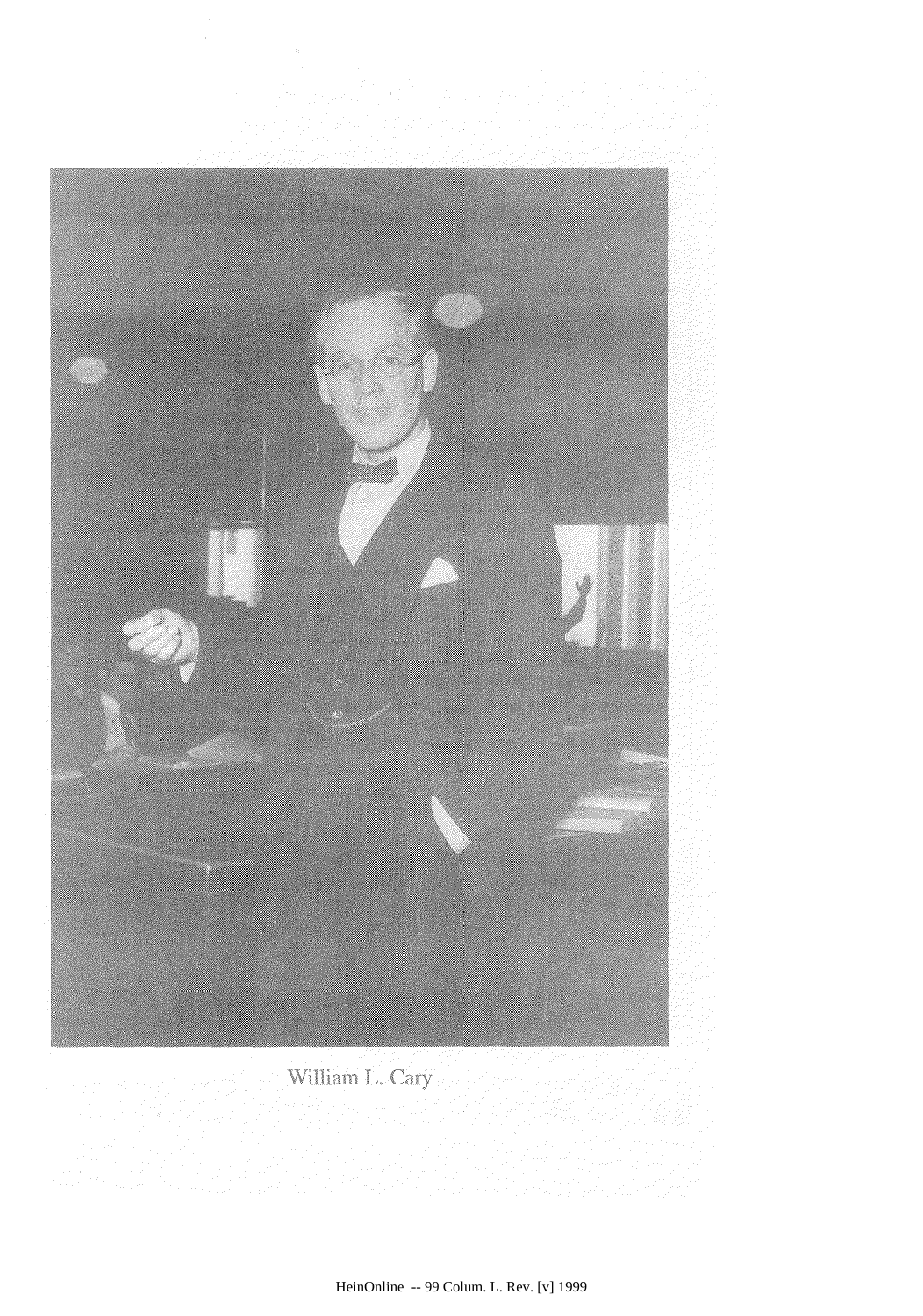William L. Cary